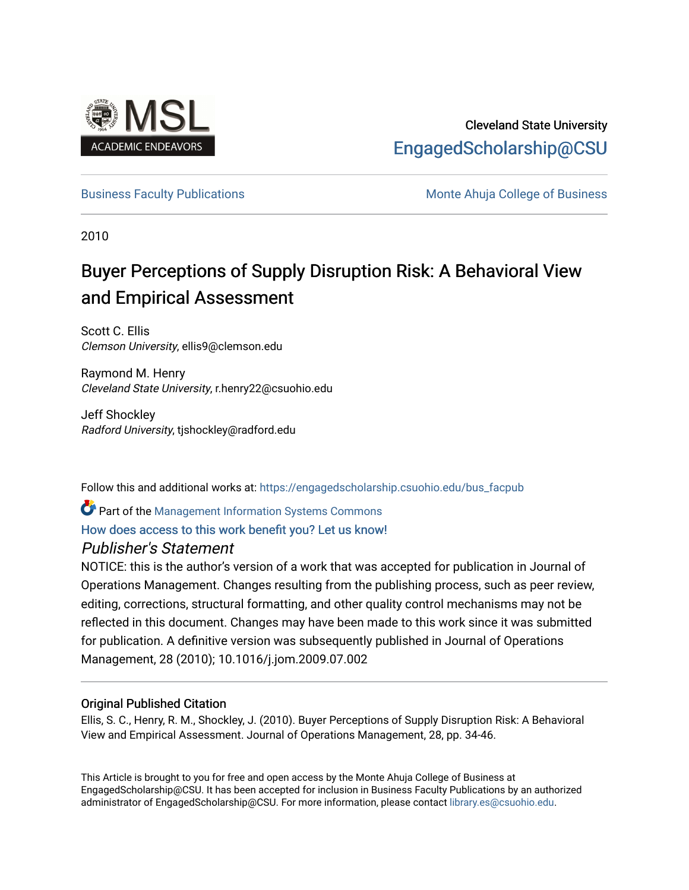Cleveland State University

EngagedScholarship@CSU

Business Faculty Publications | Monte Ahuja College of Business

2010

# Buyer Perceptions of Supply Disruption Risk: A Behavioral View and Empirical Assessment

Scott C. Ellis
*Clemson University*, ellis9@clemson.edu

Raymond M. Henry
*Cleveland State University*, r.henry22@csuohio.edu

Jeff Shockley
*Radford University*, tjshockley@radford.edu

Follow this and additional works at: https://engagedscholarship.csuohio.edu/bus_facpub

Part of the Management Information Systems Commons

How does access to this work benefit you? Let us know!

*Publisher's Statement*

NOTICE: this is the author's version of a work that was accepted for publication in Journal of Operations Management. Changes resulting from the publishing process, such as peer review, editing, corrections, structural formatting, and other quality control mechanisms may not be reflected in this document. Changes may have been made to this work since it was submitted for publication. A definitive version was subsequently published in Journal of Operations Management, 28 (2010); 10.1016/j.jom.2009.07.002

## Original Published Citation

Ellis, S. C., Henry, R. M., Shockley, J. (2010). Buyer Perceptions of Supply Disruption Risk: A Behavioral View and Empirical Assessment. Journal of Operations Management, 28, pp. 34-46.

This Article is brought to you for free and open access by the Monte Ahuja College of Business at EngagedScholarship@CSU. It has been accepted for inclusion in Business Faculty Publications by an authorized administrator of EngagedScholarship@CSU. For more information, please contact library.es@csuohio.edu.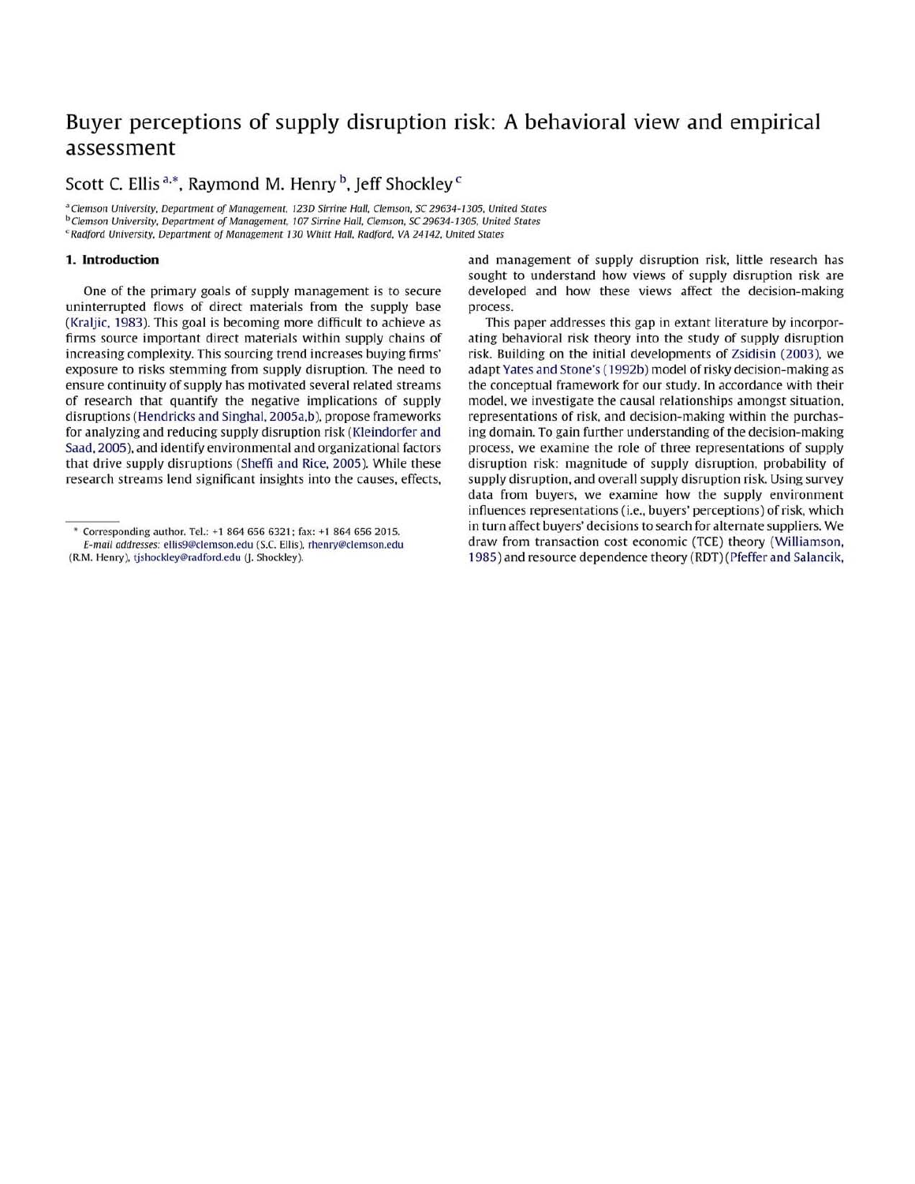# Buyer perceptions of supply disruption risk: A behavioral view and empirical assessment

Scott C. Ellis [a,*], Raymond M. Henry [b], Jeff Shockley [c]

[a] Clemson University, Department of Management, 123D Sirrine Hall, Clemson, SC 29634-1305, United States
[b] Clemson University, Department of Management, 107 Sirrine Hall, Clemson, SC 29634-1305, United States
[c] Radford University, Department of Management 130 Whitt Hall, Radford, VA 24142, United States

## 1. Introduction

One of the primary goals of supply management is to secure uninterrupted flows of direct materials from the supply base (Kraljic, 1983). This goal is becoming more difficult to achieve as firms source important direct materials within supply chains of increasing complexity. This sourcing trend increases buying firms' exposure to risks stemming from supply disruption. The need to ensure continuity of supply has motivated several related streams of research that quantify the negative implications of supply disruptions (Hendricks and Singhal, 2005a,b), propose frameworks for analyzing and reducing supply disruption risk (Kleindorfer and Saad, 2005), and identify environmental and organizational factors that drive supply disruptions (Sheffi and Rice, 2005). While these research streams lend significant insights into the causes, effects, and management of supply disruption risk, little research has sought to understand how views of supply disruption risk are developed and how these views affect the decision-making process.

This paper addresses this gap in extant literature by incorporating behavioral risk theory into the study of supply disruption risk. Building on the initial developments of Zsidisin (2003), we adapt Yates and Stone's (1992b) model of risky decision-making as the conceptual framework for our study. In accordance with their model, we investigate the causal relationships amongst situation, representations of risk, and decision-making within the purchasing domain. To gain further understanding of the decision-making process, we examine the role of three representations of supply disruption risk: magnitude of supply disruption, probability of supply disruption, and overall supply disruption risk. Using survey data from buyers, we examine how the supply environment influences representations (i.e., buyers' perceptions) of risk, which in turn affect buyers' decisions to search for alternate suppliers. We draw from transaction cost economic (TCE) theory (Williamson, 1985) and resource dependence theory (RDT) (Pfeffer and Salancik,

* Corresponding author. Tel.: +1 864 656 6321; fax: +1 864 656 2015.
E-mail addresses: ellis9@clemson.edu (S.C. Ellis), rhenry@clemson.edu (R.M. Henry), tjshockley@radford.edu (J. Shockley).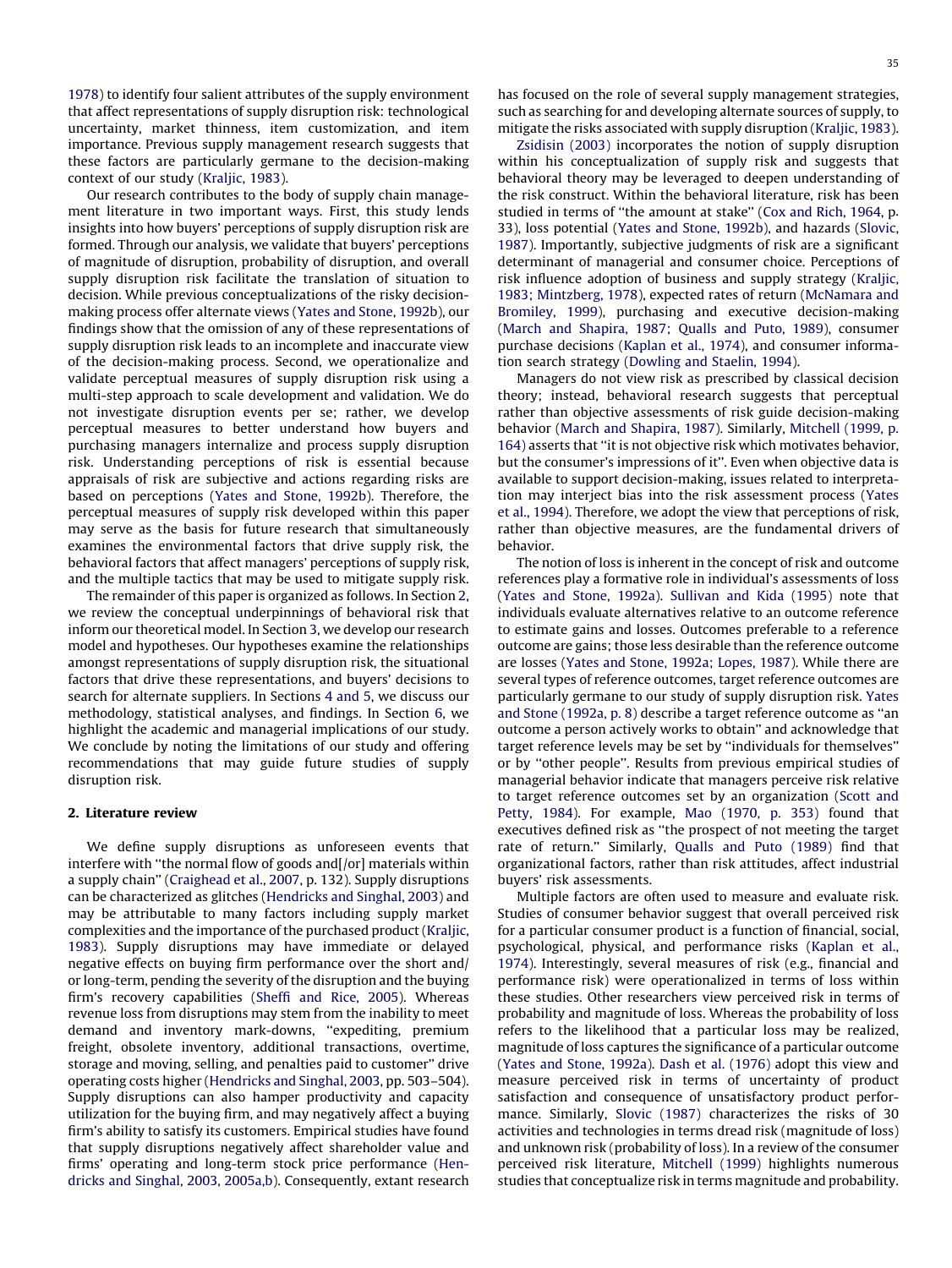1978) to identify four salient attributes of the supply environment that affect representations of supply disruption risk: technological uncertainty, market thinness, item customization, and item importance. Previous supply management research suggests that these factors are particularly germane to the decision-making context of our study (Kraljic, 1983).

Our research contributes to the body of supply chain management literature in two important ways. First, this study lends insights into how buyers' perceptions of supply disruption risk are formed. Through our analysis, we validate that buyers' perceptions of magnitude of disruption, probability of disruption, and overall supply disruption risk facilitate the translation of situation to decision. While previous conceptualizations of the risky decision-making process offer alternate views (Yates and Stone, 1992b), our findings show that the omission of any of these representations of supply disruption risk leads to an incomplete and inaccurate view of the decision-making process. Second, we operationalize and validate perceptual measures of supply disruption risk using a multi-step approach to scale development and validation. We do not investigate disruption events per se; rather, we develop perceptual measures to better understand how buyers and purchasing managers internalize and process supply disruption risk. Understanding perceptions of risk is essential because appraisals of risk are subjective and actions regarding risks are based on perceptions (Yates and Stone, 1992b). Therefore, the perceptual measures of supply risk developed within this paper may serve as the basis for future research that simultaneously examines the environmental factors that drive supply risk, the behavioral factors that affect managers' perceptions of supply risk, and the multiple tactics that may be used to mitigate supply risk.

The remainder of this paper is organized as follows. In Section 2, we review the conceptual underpinnings of behavioral risk that inform our theoretical model. In Section 3, we develop our research model and hypotheses. Our hypotheses examine the relationships amongst representations of supply disruption risk, the situational factors that drive these representations, and buyers' decisions to search for alternate suppliers. In Sections 4 and 5, we discuss our methodology, statistical analyses, and findings. In Section 6, we highlight the academic and managerial implications of our study. We conclude by noting the limitations of our study and offering recommendations that may guide future studies of supply disruption risk.

## 2. Literature review

We define supply disruptions as unforeseen events that interfere with "the normal flow of goods and[/or] materials within a supply chain" (Craighead et al., 2007, p. 132). Supply disruptions can be characterized as glitches (Hendricks and Singhal, 2003) and may be attributable to many factors including supply market complexities and the importance of the purchased product (Kraljic, 1983). Supply disruptions may have immediate or delayed negative effects on buying firm performance over the short and/or long-term, pending the severity of the disruption and the buying firm's recovery capabilities (Sheffi and Rice, 2005). Whereas revenue loss from disruptions may stem from the inability to meet demand and inventory mark-downs, "expediting, premium freight, obsolete inventory, additional transactions, overtime, storage and moving, selling, and penalties paid to customer" drive operating costs higher (Hendricks and Singhal, 2003, pp. 503–504). Supply disruptions can also hamper productivity and capacity utilization for the buying firm, and may negatively affect a buying firm's ability to satisfy its customers. Empirical studies have found that supply disruptions negatively affect shareholder value and firms' operating and long-term stock price performance (Hendricks and Singhal, 2003, 2005a,b). Consequently, extant research has focused on the role of several supply management strategies, such as searching for and developing alternate sources of supply, to mitigate the risks associated with supply disruption (Kraljic, 1983).

Zsidisin (2003) incorporates the notion of supply disruption within his conceptualization of supply risk and suggests that behavioral theory may be leveraged to deepen understanding of the risk construct. Within the behavioral literature, risk has been studied in terms of "the amount at stake" (Cox and Rich, 1964, p. 33), loss potential (Yates and Stone, 1992b), and hazards (Slovic, 1987). Importantly, subjective judgments of risk are a significant determinant of managerial and consumer choice. Perceptions of risk influence adoption of business and supply strategy (Kraljic, 1983; Mintzberg, 1978), expected rates of return (McNamara and Bromiley, 1999), purchasing and executive decision-making (March and Shapira, 1987; Qualls and Puto, 1989), consumer purchase decisions (Kaplan et al., 1974), and consumer information search strategy (Dowling and Staelin, 1994).

Managers do not view risk as prescribed by classical decision theory; instead, behavioral research suggests that perceptual rather than objective assessments of risk guide decision-making behavior (March and Shapira, 1987). Similarly, Mitchell (1999, p. 164) asserts that "it is not objective risk which motivates behavior, but the consumer's impressions of it". Even when objective data is available to support decision-making, issues related to interpretation may interject bias into the risk assessment process (Yates et al., 1994). Therefore, we adopt the view that perceptions of risk, rather than objective measures, are the fundamental drivers of behavior.

The notion of loss is inherent in the concept of risk and outcome references play a formative role in individual's assessments of loss (Yates and Stone, 1992a). Sullivan and Kida (1995) note that individuals evaluate alternatives relative to an outcome reference to estimate gains and losses. Outcomes preferable to a reference outcome are gains; those less desirable than the reference outcome are losses (Yates and Stone, 1992a; Lopes, 1987). While there are several types of reference outcomes, target reference outcomes are particularly germane to our study of supply disruption risk. Yates and Stone (1992a, p. 8) describe a target reference outcome as "an outcome a person actively works to obtain" and acknowledge that target reference levels may be set by "individuals for themselves" or by "other people". Results from previous empirical studies of managerial behavior indicate that managers perceive risk relative to target reference outcomes set by an organization (Scott and Petty, 1984). For example, Mao (1970, p. 353) found that executives defined risk as "the prospect of not meeting the target rate of return." Similarly, Qualls and Puto (1989) find that organizational factors, rather than risk attitudes, affect industrial buyers' risk assessments.

Multiple factors are often used to measure and evaluate risk. Studies of consumer behavior suggest that overall perceived risk for a particular consumer product is a function of financial, social, psychological, physical, and performance risks (Kaplan et al., 1974). Interestingly, several measures of risk (e.g., financial and performance risk) were operationalized in terms of loss within these studies. Other researchers view perceived risk in terms of probability and magnitude of loss. Whereas the probability of loss refers to the likelihood that a particular loss may be realized, magnitude of loss captures the significance of a particular outcome (Yates and Stone, 1992a). Dash et al. (1976) adopt this view and measure perceived risk in terms of uncertainty of product satisfaction and consequence of unsatisfactory product performance. Similarly, Slovic (1987) characterizes the risks of 30 activities and technologies in terms dread risk (magnitude of loss) and unknown risk (probability of loss). In a review of the consumer perceived risk literature, Mitchell (1999) highlights numerous studies that conceptualize risk in terms magnitude and probability.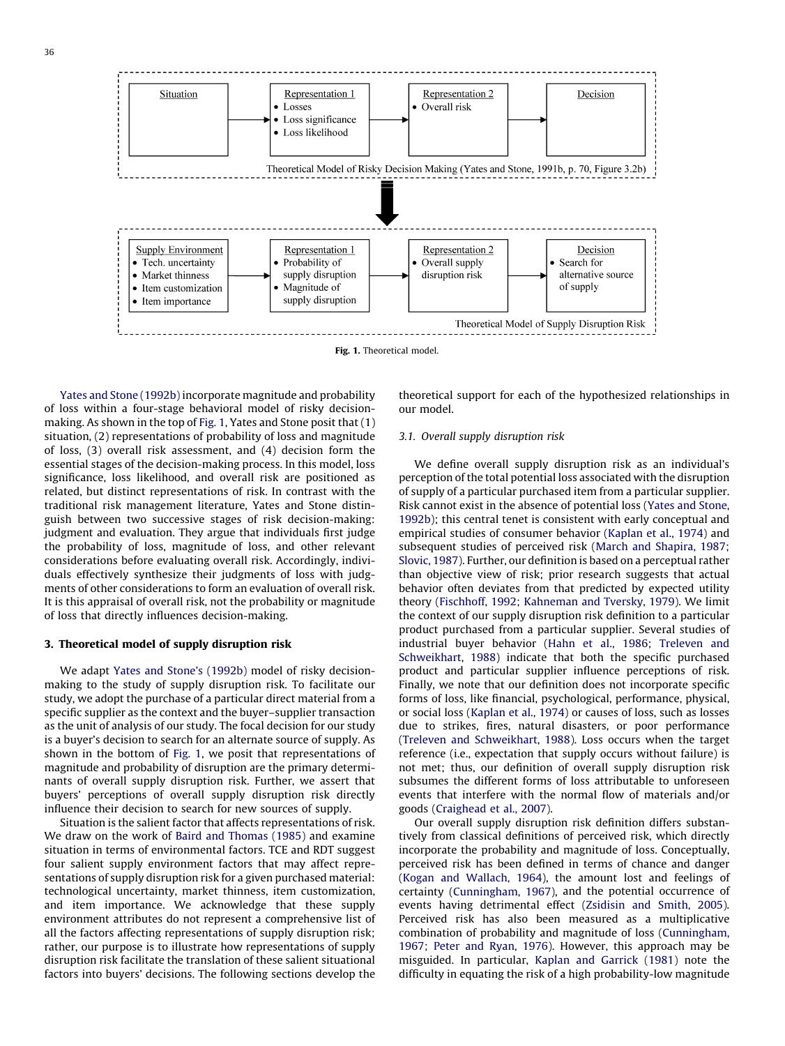Situation → Representation 1 (• Losses • Loss significance • Loss likelihood) → Representation 2 (• Overall risk) → Decision

Theoretical Model of Risky Decision Making (Yates and Stone, 1991b, p. 70, Figure 3.2b)

Supply Environment (• Tech. uncertainty • Market thinness • Item customization • Item importance) → Representation 1 (• Probability of supply disruption • Magnitude of supply disruption) → Representation 2 (• Overall supply disruption risk) → Decision (• Search for alternative source of supply)

Theoretical Model of Supply Disruption Risk

**Fig. 1.** Theoretical model.

Yates and Stone (1992b) incorporate magnitude and probability of loss within a four-stage behavioral model of risky decision-making. As shown in the top of Fig. 1, Yates and Stone posit that (1) situation, (2) representations of probability of loss and magnitude of loss, (3) overall risk assessment, and (4) decision form the essential stages of the decision-making process. In this model, loss significance, loss likelihood, and overall risk are positioned as related, but distinct representations of risk. In contrast with the traditional risk management literature, Yates and Stone distinguish between two successive stages of risk decision-making: judgment and evaluation. They argue that individuals first judge the probability of loss, magnitude of loss, and other relevant considerations before evaluating overall risk. Accordingly, individuals effectively synthesize their judgments of loss with judgments of other considerations to form an evaluation of overall risk. It is this appraisal of overall risk, not the probability or magnitude of loss that directly influences decision-making.

## 3. Theoretical model of supply disruption risk

We adapt Yates and Stone's (1992b) model of risky decision-making to the study of supply disruption risk. To facilitate our study, we adopt the purchase of a particular direct material from a specific supplier as the context and the buyer–supplier transaction as the unit of analysis of our study. The focal decision for our study is a buyer's decision to search for an alternate source of supply. As shown in the bottom of Fig. 1, we posit that representations of magnitude and probability of disruption are the primary determinants of overall supply disruption risk. Further, we assert that buyers' perceptions of overall supply disruption risk directly influence their decision to search for new sources of supply.

Situation is the salient factor that affects representations of risk. We draw on the work of Baird and Thomas (1985) and examine situation in terms of environmental factors. TCE and RDT suggest four salient supply environment factors that may affect representations of supply disruption risk for a given purchased material: technological uncertainty, market thinness, item customization, and item importance. We acknowledge that these supply environment attributes do not represent a comprehensive list of all the factors affecting representations of supply disruption risk; rather, our purpose is to illustrate how representations of supply disruption risk facilitate the translation of these salient situational factors into buyers' decisions. The following sections develop the theoretical support for each of the hypothesized relationships in our model.

### 3.1. Overall supply disruption risk

We define overall supply disruption risk as an individual's perception of the total potential loss associated with the disruption of supply of a particular purchased item from a particular supplier. Risk cannot exist in the absence of potential loss (Yates and Stone, 1992b); this central tenet is consistent with early conceptual and empirical studies of consumer behavior (Kaplan et al., 1974) and subsequent studies of perceived risk (March and Shapira, 1987; Slovic, 1987). Further, our definition is based on a perceptual rather than objective view of risk; prior research suggests that actual behavior often deviates from that predicted by expected utility theory (Fischhoff, 1992; Kahneman and Tversky, 1979). We limit the context of our supply disruption risk definition to a particular product purchased from a particular supplier. Several studies of industrial buyer behavior (Hahn et al., 1986; Treleven and Schweikhart, 1988) indicate that both the specific purchased product and particular supplier influence perceptions of risk. Finally, we note that our definition does not incorporate specific forms of loss, like financial, psychological, performance, physical, or social loss (Kaplan et al., 1974) or causes of loss, such as losses due to strikes, fires, natural disasters, or poor performance (Treleven and Schweikhart, 1988). Loss occurs when the target reference (i.e., expectation that supply occurs without failure) is not met; thus, our definition of overall supply disruption risk subsumes the different forms of loss attributable to unforeseen events that interfere with the normal flow of materials and/or goods (Craighead et al., 2007).

Our overall supply disruption risk definition differs substantively from classical definitions of perceived risk, which directly incorporate the probability and magnitude of loss. Conceptually, perceived risk has been defined in terms of chance and danger (Kogan and Wallach, 1964), the amount lost and feelings of certainty (Cunningham, 1967), and the potential occurrence of events having detrimental effect (Zsidisin and Smith, 2005). Perceived risk has also been measured as a multiplicative combination of probability and magnitude of loss (Cunningham, 1967; Peter and Ryan, 1976). However, this approach may be misguided. In particular, Kaplan and Garrick (1981) note the difficulty in equating the risk of a high probability-low magnitude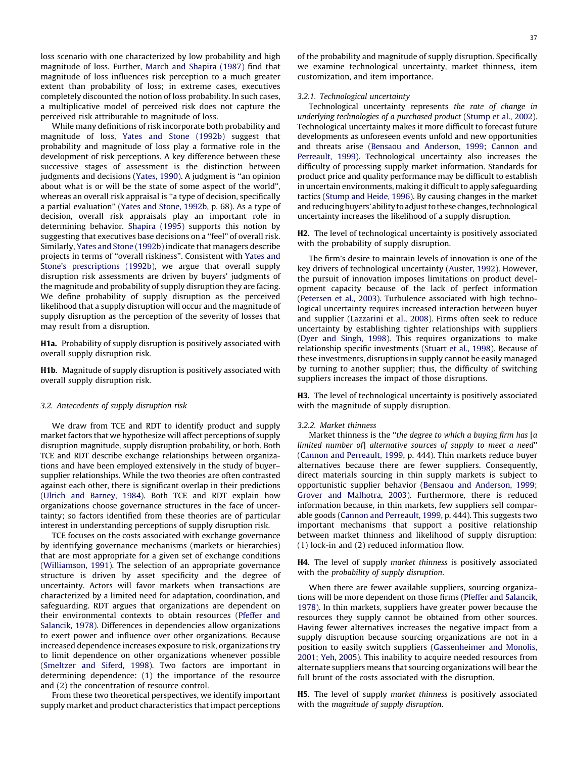loss scenario with one characterized by low probability and high magnitude of loss. Further, March and Shapira (1987) find that magnitude of loss influences risk perception to a much greater extent than probability of loss; in extreme cases, executives completely discounted the notion of loss probability. In such cases, a multiplicative model of perceived risk does not capture the perceived risk attributable to magnitude of loss.

While many definitions of risk incorporate both probability and magnitude of loss, Yates and Stone (1992b) suggest that probability and magnitude of loss play a formative role in the development of risk perceptions. A key difference between these successive stages of assessment is the distinction between judgments and decisions (Yates, 1990). A judgment is ''an opinion about what is or will be the state of some aspect of the world'', whereas an overall risk appraisal is ''a type of decision, specifically a partial evaluation'' (Yates and Stone, 1992b, p. 68). As a type of decision, overall risk appraisals play an important role in determining behavior. Shapira (1995) supports this notion by suggesting that executives base decisions on a ''feel'' of overall risk. Similarly, Yates and Stone (1992b) indicate that managers describe projects in terms of ''overall riskiness''. Consistent with Yates and Stone's prescriptions (1992b), we argue that overall supply disruption risk assessments are driven by buyers' judgments of the magnitude and probability of supply disruption they are facing. We define probability of supply disruption as the perceived likelihood that a supply disruption will occur and the magnitude of supply disruption as the perception of the severity of losses that may result from a disruption.

**H1a.** Probability of supply disruption is positively associated with overall supply disruption risk.

**H1b.** Magnitude of supply disruption is positively associated with overall supply disruption risk.

### 3.2. Antecedents of supply disruption risk

We draw from TCE and RDT to identify product and supply market factors that we hypothesize will affect perceptions of supply disruption magnitude, supply disruption probability, or both. Both TCE and RDT describe exchange relationships between organizations and have been employed extensively in the study of buyer–supplier relationships. While the two theories are often contrasted against each other, there is significant overlap in their predictions (Ulrich and Barney, 1984). Both TCE and RDT explain how organizations choose governance structures in the face of uncertainty; so factors identified from these theories are of particular interest in understanding perceptions of supply disruption risk.

TCE focuses on the costs associated with exchange governance by identifying governance mechanisms (markets or hierarchies) that are most appropriate for a given set of exchange conditions (Williamson, 1991). The selection of an appropriate governance structure is driven by asset specificity and the degree of uncertainty. Actors will favor markets when transactions are characterized by a limited need for adaptation, coordination, and safeguarding. RDT argues that organizations are dependent on their environmental contexts to obtain resources (Pfeffer and Salancik, 1978). Differences in dependencies allow organizations to exert power and influence over other organizations. Because increased dependence increases exposure to risk, organizations try to limit dependence on other organizations whenever possible (Smeltzer and Siferd, 1998). Two factors are important in determining dependence: (1) the importance of the resource and (2) the concentration of resource control.

From these two theoretical perspectives, we identify important supply market and product characteristics that impact perceptions of the probability and magnitude of supply disruption. Specifically we examine technological uncertainty, market thinness, item customization, and item importance.

#### 3.2.1. Technological uncertainty

Technological uncertainty represents *the rate of change in underlying technologies of a purchased product* (Stump et al., 2002). Technological uncertainty makes it more difficult to forecast future developments as unforeseen events unfold and new opportunities and threats arise (Bensaou and Anderson, 1999; Cannon and Perreault, 1999). Technological uncertainty also increases the difficulty of processing supply market information. Standards for product price and quality performance may be difficult to establish in uncertain environments, making it difficult to apply safeguarding tactics (Stump and Heide, 1996). By causing changes in the market and reducing buyers' ability to adjust to these changes, technological uncertainty increases the likelihood of a supply disruption.

**H2.** The level of technological uncertainty is positively associated with the probability of supply disruption.

The firm's desire to maintain levels of innovation is one of the key drivers of technological uncertainty (Auster, 1992). However, the pursuit of innovation imposes limitations on product development capacity because of the lack of perfect information (Petersen et al., 2003). Turbulence associated with high technological uncertainty requires increased interaction between buyer and supplier (Lazzarini et al., 2008). Firms often seek to reduce uncertainty by establishing tighter relationships with suppliers (Dyer and Singh, 1998). This requires organizations to make relationship specific investments (Stuart et al., 1998). Because of these investments, disruptions in supply cannot be easily managed by turning to another supplier; thus, the difficulty of switching suppliers increases the impact of those disruptions.

**H3.** The level of technological uncertainty is positively associated with the magnitude of supply disruption.

#### 3.2.2. Market thinness

Market thinness is the ''*the degree to which a buying firm has* [*a limited number of*] *alternative sources of supply to meet a need*'' (Cannon and Perreault, 1999, p. 444). Thin markets reduce buyer alternatives because there are fewer suppliers. Consequently, direct materials sourcing in thin supply markets is subject to opportunistic supplier behavior (Bensaou and Anderson, 1999; Grover and Malhotra, 2003). Furthermore, there is reduced information because, in thin markets, few suppliers sell comparable goods (Cannon and Perreault, 1999, p. 444). This suggests two important mechanisms that support a positive relationship between market thinness and likelihood of supply disruption: (1) lock-in and (2) reduced information flow.

**H4.** The level of supply *market thinness* is positively associated with the *probability of supply disruption*.

When there are fewer available suppliers, sourcing organizations will be more dependent on those firms (Pfeffer and Salancik, 1978). In thin markets, suppliers have greater power because the resources they supply cannot be obtained from other sources. Having fewer alternatives increases the negative impact from a supply disruption because sourcing organizations are not in a position to easily switch suppliers (Gassenheimer and Monolis, 2001; Yeh, 2005). This inability to acquire needed resources from alternate suppliers means that sourcing organizations will bear the full brunt of the costs associated with the disruption.

**H5.** The level of supply *market thinness* is positively associated with the *magnitude of supply disruption*.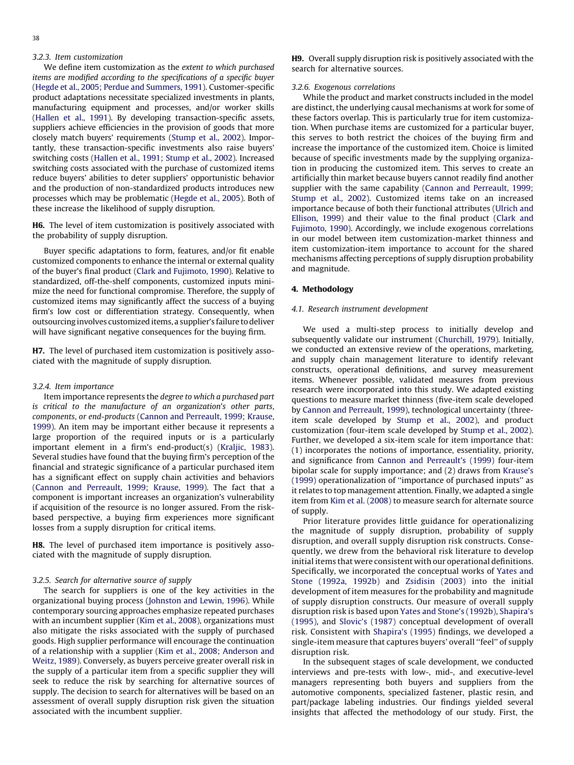### 3.2.3. Item customization

We define item customization as the *extent to which purchased items are modified according to the specifications of a specific buyer* (Hegde et al., 2005; Perdue and Summers, 1991). Customer-specific product adaptations necessitate specialized investments in plants, manufacturing equipment and processes, and/or worker skills (Hallen et al., 1991). By developing transaction-specific assets, suppliers achieve efficiencies in the provision of goods that more closely match buyers' requirements (Stump et al., 2002). Importantly, these transaction-specific investments also raise buyers' switching costs (Hallen et al., 1991; Stump et al., 2002). Increased switching costs associated with the purchase of customized items reduce buyers' abilities to deter suppliers' opportunistic behavior and the production of non-standardized products introduces new processes which may be problematic (Hegde et al., 2005). Both of these increase the likelihood of supply disruption.

**H6.** The level of item customization is positively associated with the probability of supply disruption.

Buyer specific adaptations to form, features, and/or fit enable customized components to enhance the internal or external quality of the buyer's final product (Clark and Fujimoto, 1990). Relative to standardized, off-the-shelf components, customized inputs minimize the need for functional compromise. Therefore, the supply of customized items may significantly affect the success of a buying firm's low cost or differentiation strategy. Consequently, when outsourcing involves customized items, a supplier's failure to deliver will have significant negative consequences for the buying firm.

**H7.** The level of purchased item customization is positively associated with the magnitude of supply disruption.

### 3.2.4. Item importance

Item importance represents the *degree to which a purchased part is critical to the manufacture of an organization's other parts, components, or end-products* (Cannon and Perreault, 1999; Krause, 1999). An item may be important either because it represents a large proportion of the required inputs or is a particularly important element in a firm's end-product(s) (Kraljic, 1983). Several studies have found that the buying firm's perception of the financial and strategic significance of a particular purchased item has a significant effect on supply chain activities and behaviors (Cannon and Perreault, 1999; Krause, 1999). The fact that a component is important increases an organization's vulnerability if acquisition of the resource is no longer assured. From the risk-based perspective, a buying firm experiences more significant losses from a supply disruption for critical items.

**H8.** The level of purchased item importance is positively associated with the magnitude of supply disruption.

### 3.2.5. Search for alternative source of supply

The search for suppliers is one of the key activities in the organizational buying process (Johnston and Lewin, 1996). While contemporary sourcing approaches emphasize repeated purchases with an incumbent supplier (Kim et al., 2008), organizations must also mitigate the risks associated with the supply of purchased goods. High supplier performance will encourage the continuation of a relationship with a supplier (Kim et al., 2008; Anderson and Weitz, 1989). Conversely, as buyers perceive greater overall risk in the supply of a particular item from a specific supplier they will seek to reduce the risk by searching for alternative sources of supply. The decision to search for alternatives will be based on an assessment of overall supply disruption risk given the situation associated with the incumbent supplier.

**H9.** Overall supply disruption risk is positively associated with the search for alternative sources.

### 3.2.6. Exogenous correlations

While the product and market constructs included in the model are distinct, the underlying causal mechanisms at work for some of these factors overlap. This is particularly true for item customization. When purchase items are customized for a particular buyer, this serves to both restrict the choices of the buying firm and increase the importance of the customized item. Choice is limited because of specific investments made by the supplying organization in producing the customized item. This serves to create an artificially thin market because buyers cannot readily find another supplier with the same capability (Cannon and Perreault, 1999; Stump et al., 2002). Customized items take on an increased importance because of both their functional attributes (Ulrich and Ellison, 1999) and their value to the final product (Clark and Fujimoto, 1990). Accordingly, we include exogenous correlations in our model between item customization-market thinness and item customization-item importance to account for the shared mechanisms affecting perceptions of supply disruption probability and magnitude.

## 4. Methodology

### 4.1. Research instrument development

We used a multi-step process to initially develop and subsequently validate our instrument (Churchill, 1979). Initially, we conducted an extensive review of the operations, marketing, and supply chain management literature to identify relevant constructs, operational definitions, and survey measurement items. Whenever possible, validated measures from previous research were incorporated into this study. We adapted existing questions to measure market thinness (five-item scale developed by Cannon and Perreault, 1999), technological uncertainty (three-item scale developed by Stump et al., 2002), and product customization (four-item scale developed by Stump et al., 2002). Further, we developed a six-item scale for item importance that: (1) incorporates the notions of importance, essentiality, priority, and significance from Cannon and Perreault's (1999) four-item bipolar scale for supply importance; and (2) draws from Krause's (1999) operationalization of "importance of purchased inputs" as it relates to top management attention. Finally, we adapted a single item from Kim et al. (2008) to measure search for alternate source of supply.

Prior literature provides little guidance for operationalizing the magnitude of supply disruption, probability of supply disruption, and overall supply disruption risk constructs. Consequently, we drew from the behavioral risk literature to develop initial items that were consistent with our operational definitions. Specifically, we incorporated the conceptual works of Yates and Stone (1992a, 1992b) and Zsidisin (2003) into the initial development of item measures for the probability and magnitude of supply disruption constructs. Our measure of overall supply disruption risk is based upon Yates and Stone's (1992b), Shapira's (1995), and Slovic's (1987) conceptual development of overall risk. Consistent with Shapira's (1995) findings, we developed a single-item measure that captures buyers' overall "feel" of supply disruption risk.

In the subsequent stages of scale development, we conducted interviews and pre-tests with low-, mid-, and executive-level managers representing both buyers and suppliers from the automotive components, specialized fastener, plastic resin, and part/package labeling industries. Our findings yielded several insights that affected the methodology of our study. First, the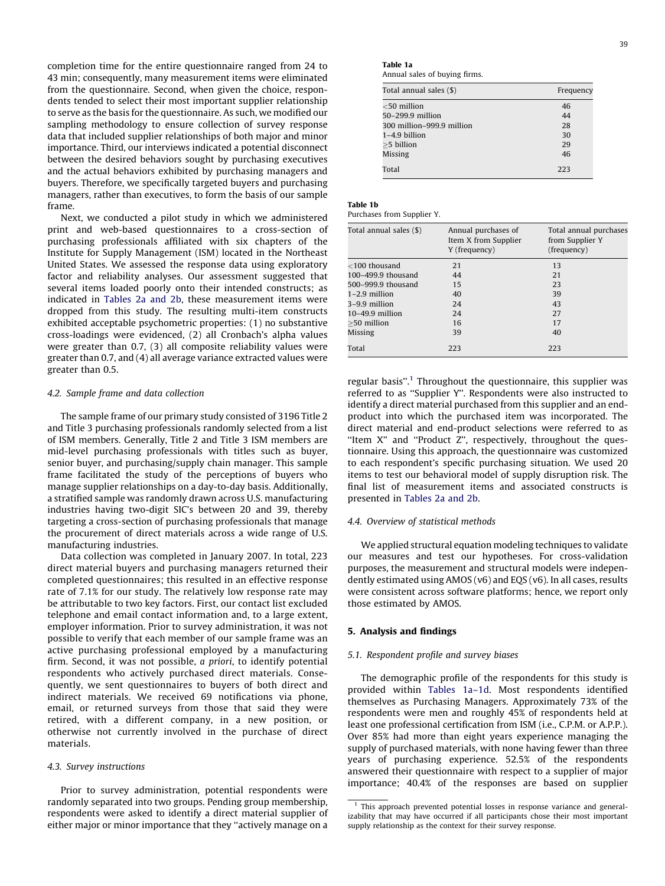completion time for the entire questionnaire ranged from 24 to 43 min; consequently, many measurement items were eliminated from the questionnaire. Second, when given the choice, respondents tended to select their most important supplier relationship to serve as the basis for the questionnaire. As such, we modified our sampling methodology to ensure collection of survey response data that included supplier relationships of both major and minor importance. Third, our interviews indicated a potential disconnect between the desired behaviors sought by purchasing executives and the actual behaviors exhibited by purchasing managers and buyers. Therefore, we specifically targeted buyers and purchasing managers, rather than executives, to form the basis of our sample frame.

Next, we conducted a pilot study in which we administered print and web-based questionnaires to a cross-section of purchasing professionals affiliated with six chapters of the Institute for Supply Management (ISM) located in the Northeast United States. We assessed the response data using exploratory factor and reliability analyses. Our assessment suggested that several items loaded poorly onto their intended constructs; as indicated in Tables 2a and 2b, these measurement items were dropped from this study. The resulting multi-item constructs exhibited acceptable psychometric properties: (1) no substantive cross-loadings were evidenced, (2) all Cronbach's alpha values were greater than 0.7, (3) all composite reliability values were greater than 0.7, and (4) all average variance extracted values were greater than 0.5.

### 4.2. Sample frame and data collection

The sample frame of our primary study consisted of 3196 Title 2 and Title 3 purchasing professionals randomly selected from a list of ISM members. Generally, Title 2 and Title 3 ISM members are mid-level purchasing professionals with titles such as buyer, senior buyer, and purchasing/supply chain manager. This sample frame facilitated the study of the perceptions of buyers who manage supplier relationships on a day-to-day basis. Additionally, a stratified sample was randomly drawn across U.S. manufacturing industries having two-digit SIC's between 20 and 39, thereby targeting a cross-section of purchasing professionals that manage the procurement of direct materials across a wide range of U.S. manufacturing industries.

Data collection was completed in January 2007. In total, 223 direct material buyers and purchasing managers returned their completed questionnaires; this resulted in an effective response rate of 7.1% for our study. The relatively low response rate may be attributable to two key factors. First, our contact list excluded telephone and email contact information and, to a large extent, employer information. Prior to survey administration, it was not possible to verify that each member of our sample frame was an active purchasing professional employed by a manufacturing firm. Second, it was not possible, *a priori*, to identify potential respondents who actively purchased direct materials. Consequently, we sent questionnaires to buyers of both direct and indirect materials. We received 69 notifications via phone, email, or returned surveys from those that said they were retired, with a different company, in a new position, or otherwise not currently involved in the purchase of direct materials.

### 4.3. Survey instructions

Prior to survey administration, potential respondents were randomly separated into two groups. Pending group membership, respondents were asked to identify a direct material supplier of either major or minor importance that they "actively manage on a regular basis".[1] Throughout the questionnaire, this supplier was referred to as "Supplier Y". Respondents were also instructed to identify a direct material purchased from this supplier and an end-product into which the purchased item was incorporated. The direct material and end-product selections were referred to as "Item X" and "Product Z", respectively, throughout the questionnaire. Using this approach, the questionnaire was customized to each respondent's specific purchasing situation. We used 20 items to test our behavioral model of supply disruption risk. The final list of measurement items and associated constructs is presented in Tables 2a and 2b.

**Table 1a**
Annual sales of buying firms.

| Total annual sales ($) | Frequency |
|---|---|
| <50 million | 46 |
| 50–299.9 million | 44 |
| 300 million–999.9 million | 28 |
| 1–4.9 billion | 30 |
| ≥5 billion | 29 |
| Missing | 46 |
| Total | 223 |

**Table 1b**
Purchases from Supplier Y.

| Total annual sales ($) | Annual purchases of Item X from Supplier Y (frequency) | Total annual purchases from Supplier Y (frequency) |
|---|---|---|
| <100 thousand | 21 | 13 |
| 100–499.9 thousand | 44 | 21 |
| 500–999.9 thousand | 15 | 23 |
| 1–2.9 million | 40 | 39 |
| 3–9.9 million | 24 | 43 |
| 10–49.9 million | 24 | 27 |
| ≥50 million | 16 | 17 |
| Missing | 39 | 40 |
| Total | 223 | 223 |

### 4.4. Overview of statistical methods

We applied structural equation modeling techniques to validate our measures and test our hypotheses. For cross-validation purposes, the measurement and structural models were independently estimated using AMOS (v6) and EQS (v6). In all cases, results were consistent across software platforms; hence, we report only those estimated by AMOS.

## 5. Analysis and findings

### 5.1. Respondent profile and survey biases

The demographic profile of the respondents for this study is provided within Tables 1a–1d. Most respondents identified themselves as Purchasing Managers. Approximately 73% of the respondents were men and roughly 45% of respondents held at least one professional certification from ISM (i.e., C.P.M. or A.P.P.). Over 85% had more than eight years experience managing the supply of purchased materials, with none having fewer than three years of purchasing experience. 52.5% of the respondents answered their questionnaire with respect to a supplier of major importance; 40.4% of the responses are based on supplier

[1] This approach prevented potential losses in response variance and generalizability that may have occurred if all participants chose their most important supply relationship as the context for their survey response.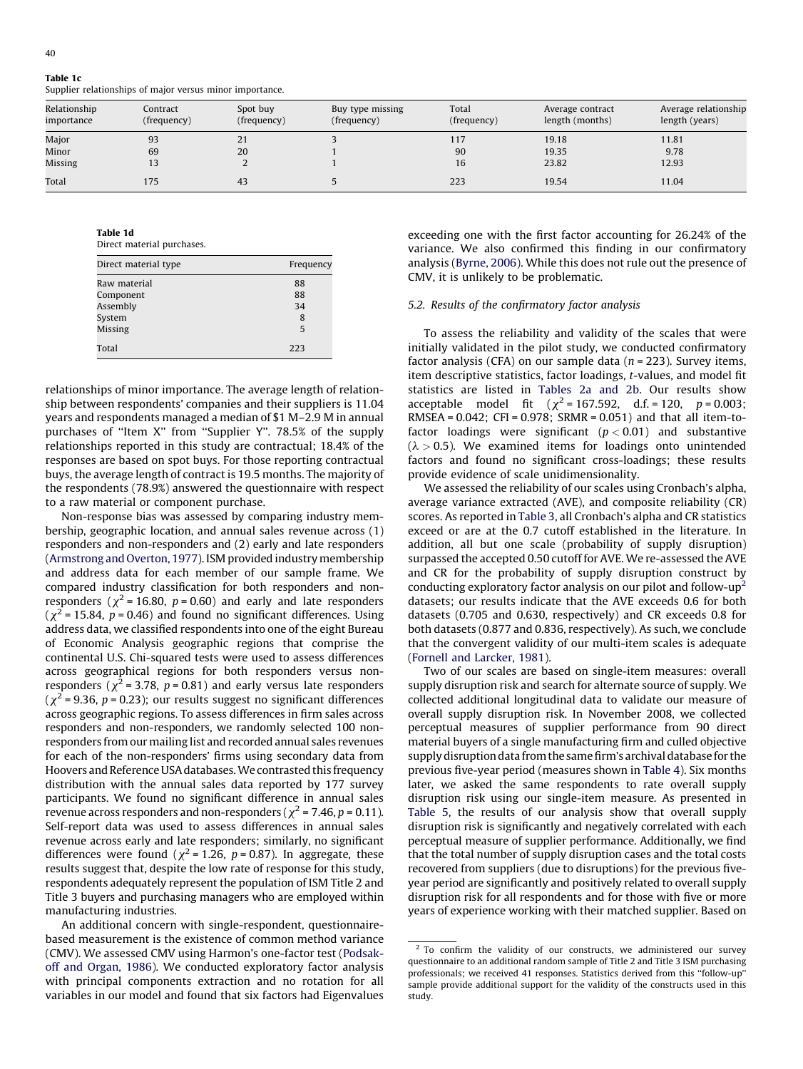**Table 1c**
Supplier relationships of major versus minor importance.

| Relationship importance | Contract (frequency) | Spot buy (frequency) | Buy type missing (frequency) | Total (frequency) | Average contract length (months) | Average relationship length (years) |
|---|---|---|---|---|---|---|
| Major | 93 | 21 | 3 | 117 | 19.18 | 11.81 |
| Minor | 69 | 20 | 1 | 90 | 19.35 | 9.78 |
| Missing | 13 | 2 | 1 | 16 | 23.82 | 12.93 |
| Total | 175 | 43 | 5 | 223 | 19.54 | 11.04 |

**Table 1d**
Direct material purchases.

| Direct material type | Frequency |
|---|---|
| Raw material | 88 |
| Component | 88 |
| Assembly | 34 |
| System | 8 |
| Missing | 5 |
| Total | 223 |

relationships of minor importance. The average length of relationship between respondents' companies and their suppliers is 11.04 years and respondents managed a median of $1 M–2.9 M in annual purchases of "Item X" from "Supplier Y". 78.5% of the supply relationships reported in this study are contractual; 18.4% of the responses are based on spot buys. For those reporting contractual buys, the average length of contract is 19.5 months. The majority of the respondents (78.9%) answered the questionnaire with respect to a raw material or component purchase.

Non-response bias was assessed by comparing industry membership, geographic location, and annual sales revenue across (1) responders and non-responders and (2) early and late responders (Armstrong and Overton, 1977). ISM provided industry membership and address data for each member of our sample frame. We compared industry classification for both responders and non-responders ($\chi^2$ = 16.80, $p$ = 0.60) and early and late responders ($\chi^2$ = 15.84, $p$ = 0.46) and found no significant differences. Using address data, we classified respondents into one of the eight Bureau of Economic Analysis geographic regions that comprise the continental U.S. Chi-squared tests were used to assess differences across geographical regions for both responders versus non-responders ($\chi^2$ = 3.78, $p$ = 0.81) and early versus late responders ($\chi^2$ = 9.36, $p$ = 0.23); our results suggest no significant differences across geographic regions. To assess differences in firm sales across responders and non-responders, we randomly selected 100 non-responders from our mailing list and recorded annual sales revenues for each of the non-responders' firms using secondary data from Hoovers and Reference USA databases. We contrasted this frequency distribution with the annual sales data reported by 177 survey participants. We found no significant difference in annual sales revenue across responders and non-responders ($\chi^2$ = 7.46, $p$ = 0.11). Self-report data was used to assess differences in annual sales revenue across early and late responders; similarly, no significant differences were found ($\chi^2$ = 1.26, $p$ = 0.87). In aggregate, these results suggest that, despite the low rate of response for this study, respondents adequately represent the population of ISM Title 2 and Title 3 buyers and purchasing managers who are employed within manufacturing industries.

An additional concern with single-respondent, questionnaire-based measurement is the existence of common method variance (CMV). We assessed CMV using Harmon's one-factor test (Podsakoff and Organ, 1986). We conducted exploratory factor analysis with principal components extraction and no rotation for all variables in our model and found that six factors had Eigenvalues exceeding one with the first factor accounting for 26.24% of the variance. We also confirmed this finding in our confirmatory analysis (Byrne, 2006). While this does not rule out the presence of CMV, it is unlikely to be problematic.

### 5.2. Results of the confirmatory factor analysis

To assess the reliability and validity of the scales that were initially validated in the pilot study, we conducted confirmatory factor analysis (CFA) on our sample data ($n$ = 223). Survey items, item descriptive statistics, factor loadings, $t$-values, and model fit statistics are listed in Tables 2a and 2b. Our results show acceptable model fit ($\chi^2$ = 167.592, d.f. = 120, $p$ = 0.003; RMSEA = 0.042; CFI = 0.978; SRMR = 0.051) and that all item-to-factor loadings were significant ($p < 0.01$) and substantive ($\lambda > 0.5$). We examined items for loadings onto unintended factors and found no significant cross-loadings; these results provide evidence of scale unidimensionality.

We assessed the reliability of our scales using Cronbach's alpha, average variance extracted (AVE), and composite reliability (CR) scores. As reported in Table 3, all Cronbach's alpha and CR statistics exceed or are at the 0.7 cutoff established in the literature. In addition, all but one scale (probability of supply disruption) surpassed the accepted 0.50 cutoff for AVE. We re-assessed the AVE and CR for the probability of supply disruption construct by conducting exploratory factor analysis on our pilot and follow-up[2] datasets; our results indicate that the AVE exceeds 0.6 for both datasets (0.705 and 0.630, respectively) and CR exceeds 0.8 for both datasets (0.877 and 0.836, respectively). As such, we conclude that the convergent validity of our multi-item scales is adequate (Fornell and Larcker, 1981).

Two of our scales are based on single-item measures: overall supply disruption risk and search for alternate source of supply. We collected additional longitudinal data to validate our measure of overall supply disruption risk. In November 2008, we collected perceptual measures of supplier performance from 90 direct material buyers of a single manufacturing firm and culled objective supply disruption data from the same firm's archival database for the previous five-year period (measures shown in Table 4). Six months later, we asked the same respondents to rate overall supply disruption risk using our single-item measure. As presented in Table 5, the results of our analysis show that overall supply disruption risk is significantly and negatively correlated with each perceptual measure of supplier performance. Additionally, we find that the total number of supply disruption cases and the total costs recovered from suppliers (due to disruptions) for the previous five-year period are significantly and positively related to overall supply disruption risk for all respondents and for those with five or more years of experience working with their matched supplier. Based on

[2] To confirm the validity of our constructs, we administered our survey questionnaire to an additional random sample of Title 2 and Title 3 ISM purchasing professionals; we received 41 responses. Statistics derived from this "follow-up" sample provide additional support for the validity of the constructs used in this study.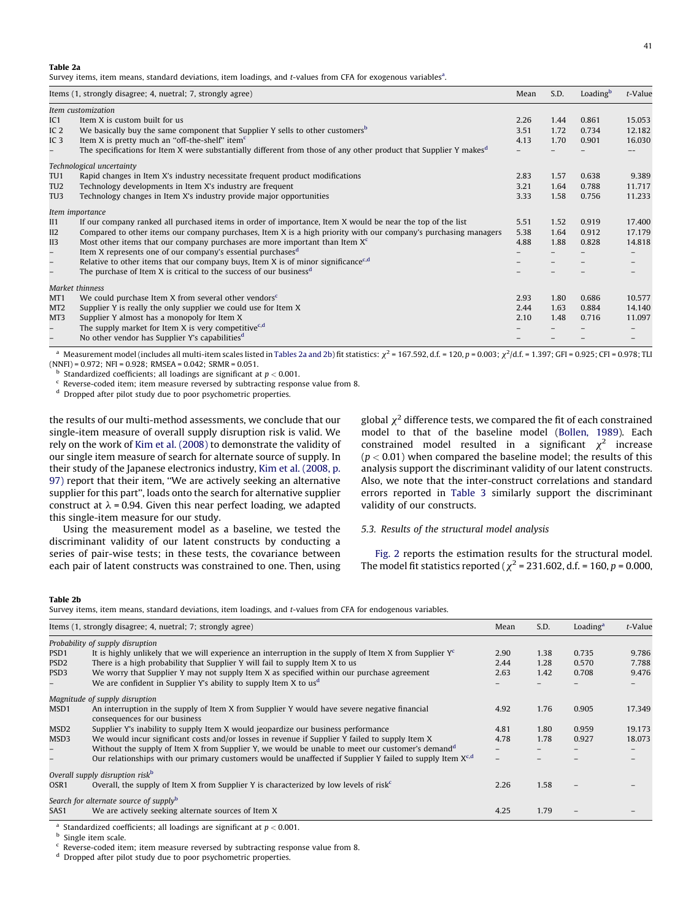**Table 2a**
Survey items, item means, standard deviations, item loadings, and *t*-values from CFA for exogenous variables[a].

| Items (1, strongly disagree; 4, neutral; 7, strongly agree) | | Mean | S.D. | Loading[b] | *t*-Value |
|---|---|---|---|---|---|
| *Item customization* | | | | | |
| IC1 | Item X is custom built for us | 2.26 | 1.44 | 0.861 | 15.053 |
| IC 2 | We basically buy the same component that Supplier Y sells to other customers[b] | 3.51 | 1.72 | 0.734 | 12.182 |
| IC 3 | Item X is pretty much an "off-the-shelf" item[c] | 4.13 | 1.70 | 0.901 | 16.030 |
| – | The specifications for Item X were substantially different from those of any other product that Supplier Y makes[d] | – | – | – | –– |
| *Technological uncertainty* | | | | | |
| TU1 | Rapid changes in Item X's industry necessitate frequent product modifications | 2.83 | 1.57 | 0.638 | 9.389 |
| TU2 | Technology developments in Item X's industry are frequent | 3.21 | 1.64 | 0.788 | 11.717 |
| TU3 | Technology changes in Item X's industry provide major opportunities | 3.33 | 1.58 | 0.756 | 11.233 |
| *Item importance* | | | | | |
| II1 | If our company ranked all purchased items in order of importance, Item X would be near the top of the list | 5.51 | 1.52 | 0.919 | 17.400 |
| II2 | Compared to other items our company purchases, Item X is a high priority with our company's purchasing managers | 5.38 | 1.64 | 0.912 | 17.179 |
| II3 | Most other items that our company purchases are more important than Item X[c] | 4.88 | 1.88 | 0.828 | 14.818 |
| – | Item X represents one of our company's essential purchases[d] | – | – | – | – |
| – | Relative to other items that our company buys, Item X is of minor significance[c,d] | – | – | – | – |
| – | The purchase of Item X is critical to the success of our business[d] | – | – | – | – |
| *Market thinness* | | | | | |
| MT1 | We could purchase Item X from several other vendors[c] | 2.93 | 1.80 | 0.686 | 10.577 |
| MT2 | Supplier Y is really the only supplier we could use for Item X | 2.44 | 1.63 | 0.884 | 14.140 |
| MT3 | Supplier Y almost has a monopoly for Item X | 2.10 | 1.48 | 0.716 | 11.097 |
| – | The supply market for Item X is very competitive[c,d] | – | – | – | – |
| – | No other vendor has Supplier Y's capabilities[d] | – | – | – | – |

[a] Measurement model (includes all multi-item scales listed in Tables 2a and 2b) fit statistics: $\chi^2$ = 167.592, d.f. = 120, $p$ = 0.003; $\chi^2$/d.f. = 1.397; GFI = 0.925; CFI = 0.978; TLI (NNFI) = 0.972; NFI = 0.928; RMSEA = 0.042; SRMR = 0.051.
[b] Standardized coefficients; all loadings are significant at $p < 0.001$.
[c] Reverse-coded item; item measure reversed by subtracting response value from 8.
[d] Dropped after pilot study due to poor psychometric properties.

the results of our multi-method assessments, we conclude that our single-item measure of overall supply disruption risk is valid. We rely on the work of Kim et al. (2008) to demonstrate the validity of our single item measure of search for alternate source of supply. In their study of the Japanese electronics industry, Kim et al. (2008, p. 97) report that their item, "We are actively seeking an alternative supplier for this part", loads onto the search for alternative supplier construct at $\lambda$ = 0.94. Given this near perfect loading, we adapted this single-item measure for our study.

Using the measurement model as a baseline, we tested the discriminant validity of our latent constructs by conducting a series of pair-wise tests; in these tests, the covariance between each pair of latent constructs was constrained to one. Then, using global $\chi^2$ difference tests, we compared the fit of each constrained model to that of the baseline model (Bollen, 1989). Each constrained model resulted in a significant $\chi^2$ increase ($p < 0.01$) when compared the baseline model; the results of this analysis support the discriminant validity of our latent constructs. Also, we note that the inter-construct correlations and standard errors reported in Table 3 similarly support the discriminant validity of our constructs.

### 5.3. Results of the structural model analysis

Fig. 2 reports the estimation results for the structural model. The model fit statistics reported ($\chi^2$ = 231.602, d.f. = 160, $p$ = 0.000,

**Table 2b**
Survey items, item means, standard deviations, item loadings, and *t*-values from CFA for endogenous variables.

| Items (1, strongly disagree; 4, neutral; 7; strongly agree) | | Mean | S.D. | Loading[a] | *t*-Value |
|---|---|---|---|---|---|
| *Probability of supply disruption* | | | | | |
| PSD1 | It is highly unlikely that we will experience an interruption in the supply of Item X from Supplier Y[c] | 2.90 | 1.38 | 0.735 | 9.786 |
| PSD2 | There is a high probability that Supplier Y will fail to supply Item X to us | 2.44 | 1.28 | 0.570 | 7.788 |
| PSD3 | We worry that Supplier Y may not supply Item X as specified within our purchase agreement | 2.63 | 1.42 | 0.708 | 9.476 |
| – | We are confident in Supplier Y's ability to supply Item X to us[d] | – | – | – | – |
| *Magnitude of supply disruption* | | | | | |
| MSD1 | An interruption in the supply of Item X from Supplier Y would have severe negative financial consequences for our business | 4.92 | 1.76 | 0.905 | 17.349 |
| MSD2 | Supplier Y's inability to supply Item X would jeopardize our business performance | 4.81 | 1.80 | 0.959 | 19.173 |
| MSD3 | We would incur significant costs and/or losses in revenue if Supplier Y failed to supply Item X | 4.78 | 1.78 | 0.927 | 18.073 |
| – | Without the supply of Item X from Supplier Y, we would be unable to meet our customer's demand[d] | – | – | – | – |
| – | Our relationships with our primary customers would be unaffected if Supplier Y failed to supply Item X[c,d] | – | – | – | – |
| *Overall supply disruption risk*[b] | | | | | |
| OSR1 | Overall, the supply of Item X from Supplier Y is characterized by low levels of risk[c] | 2.26 | 1.58 | – | – |
| *Search for alternate source of supply*[b] | | | | | |
| SAS1 | We are actively seeking alternate sources of Item X | 4.25 | 1.79 | – | – |

[a] Standardized coefficients; all loadings are significant at $p < 0.001$.
[b] Single item scale.
[c] Reverse-coded item; item measure reversed by subtracting response value from 8.
[d] Dropped after pilot study due to poor psychometric properties.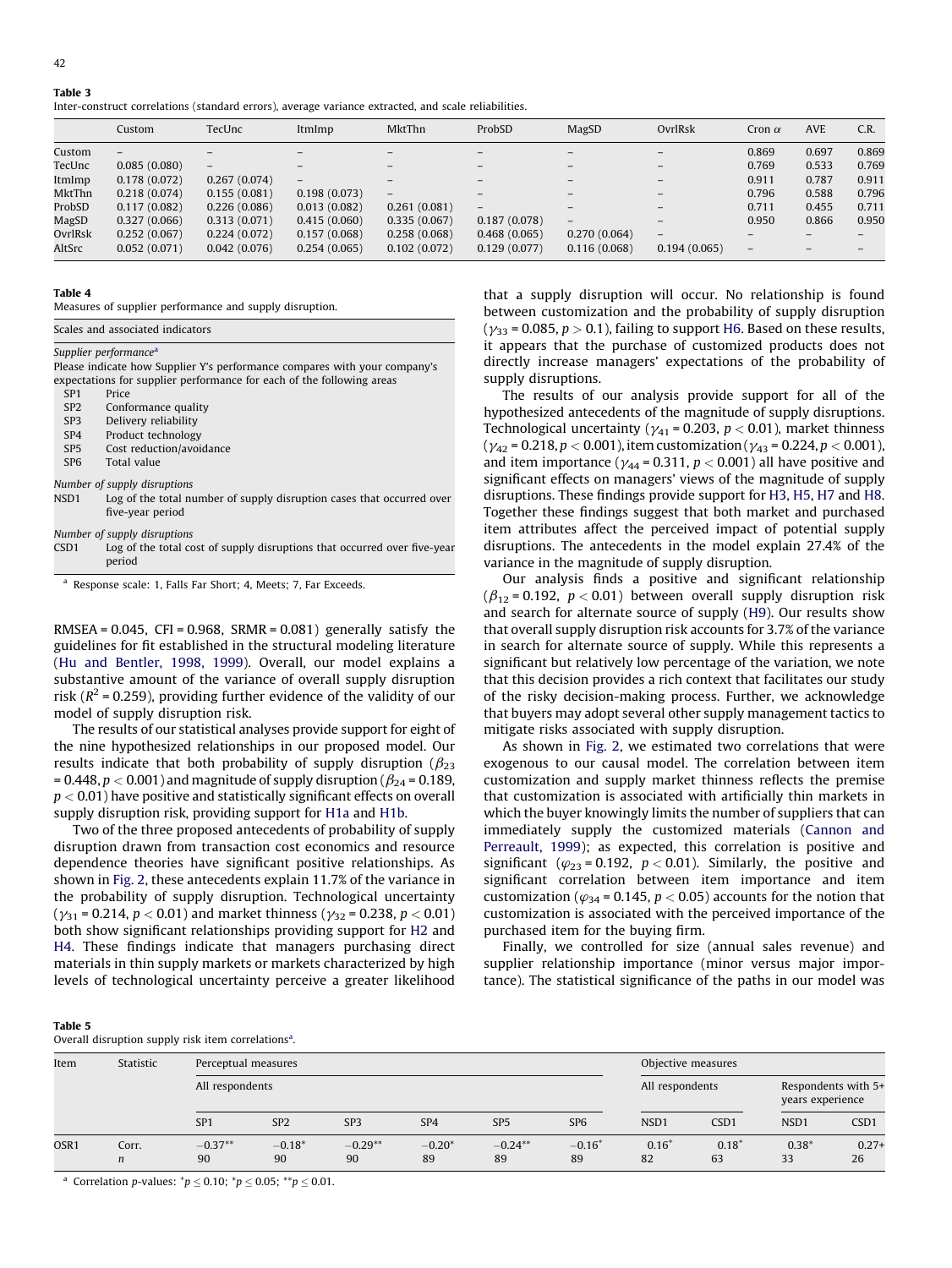**Table 3**
Inter-construct correlations (standard errors), average variance extracted, and scale reliabilities.

| | Custom | TecUnc | ItmImp | MktThn | ProbSD | MagSD | OvrlRsk | Cron α | AVE | C.R. |
|---|---|---|---|---|---|---|---|---|---|---|
| Custom | – | – | – | – | – | – | – | 0.869 | 0.697 | 0.869 |
| TecUnc | 0.085 (0.080) | – | – | – | – | – | – | 0.769 | 0.533 | 0.769 |
| ItmImp | 0.178 (0.072) | 0.267 (0.074) | – | – | – | – | – | 0.911 | 0.787 | 0.911 |
| MktThn | 0.218 (0.074) | 0.155 (0.081) | 0.198 (0.073) | – | – | – | – | 0.796 | 0.588 | 0.796 |
| ProbSD | 0.117 (0.082) | 0.226 (0.086) | 0.013 (0.082) | 0.261 (0.081) | – | – | – | 0.711 | 0.455 | 0.711 |
| MagSD | 0.327 (0.066) | 0.313 (0.071) | 0.415 (0.060) | 0.335 (0.067) | 0.187 (0.078) | – | – | 0.950 | 0.866 | 0.950 |
| OvrlRsk | 0.252 (0.067) | 0.224 (0.072) | 0.157 (0.068) | 0.258 (0.068) | 0.468 (0.065) | 0.270 (0.064) | – | – | – | – |
| AltSrc | 0.052 (0.071) | 0.042 (0.076) | 0.254 (0.065) | 0.102 (0.072) | 0.129 (0.077) | 0.116 (0.068) | 0.194 (0.065) | – | – | – |

**Table 4**
Measures of supplier performance and supply disruption.

| Scales and associated indicators | |
|---|---|
| *Supplier performance*[a] | |
| Please indicate how Supplier Y's performance compares with your company's expectations for supplier performance for each of the following areas | |
| SP1 | Price |
| SP2 | Conformance quality |
| SP3 | Delivery reliability |
| SP4 | Product technology |
| SP5 | Cost reduction/avoidance |
| SP6 | Total value |
| *Number of supply disruptions* | |
| NSD1 | Log of the total number of supply disruption cases that occurred over five-year period |
| *Number of supply disruptions* | |
| CSD1 | Log of the total cost of supply disruptions that occurred over five-year period |

[a] Response scale: 1, Falls Far Short; 4, Meets; 7, Far Exceeds.

RMSEA = 0.045, CFI = 0.968, SRMR = 0.081) generally satisfy the guidelines for fit established in the structural modeling literature (Hu and Bentler, 1998, 1999). Overall, our model explains a substantive amount of the variance of overall supply disruption risk ($R^2 = 0.259$), providing further evidence of the validity of our model of supply disruption risk.

The results of our statistical analyses provide support for eight of the nine hypothesized relationships in our proposed model. Our results indicate that both probability of supply disruption ($\beta_{23} = 0.448$, $p < 0.001$) and magnitude of supply disruption ($\beta_{24} = 0.189$, $p < 0.01$) have positive and statistically significant effects on overall supply disruption risk, providing support for H1a and H1b.

Two of the three proposed antecedents of probability of supply disruption drawn from transaction cost economics and resource dependence theories have significant positive relationships. As shown in Fig. 2, these antecedents explain 11.7% of the variance in the probability of supply disruption. Technological uncertainty ($\gamma_{31} = 0.214$, $p < 0.01$) and market thinness ($\gamma_{32} = 0.238$, $p < 0.01$) both show significant relationships providing support for H2 and H4. These findings indicate that managers purchasing direct materials in thin supply markets or markets characterized by high levels of technological uncertainty perceive a greater likelihood that a supply disruption will occur. No relationship is found between customization and the probability of supply disruption ($\gamma_{33} = 0.085$, $p > 0.1$), failing to support H6. Based on these results, it appears that the purchase of customized products does not directly increase managers' expectations of the probability of supply disruptions.

The results of our analysis provide support for all of the hypothesized antecedents of the magnitude of supply disruptions. Technological uncertainty ($\gamma_{41} = 0.203$, $p < 0.01$), market thinness ($\gamma_{42} = 0.218$, $p < 0.001$), item customization ($\gamma_{43} = 0.224$, $p < 0.001$), and item importance ($\gamma_{44} = 0.311$, $p < 0.001$) all have positive and significant effects on managers' views of the magnitude of supply disruptions. These findings provide support for H3, H5, H7 and H8. Together these findings suggest that both market and purchased item attributes affect the perceived impact of potential supply disruptions. The antecedents in the model explain 27.4% of the variance in the magnitude of supply disruption.

Our analysis finds a positive and significant relationship ($\beta_{12} = 0.192$, $p < 0.01$) between overall supply disruption risk and search for alternate source of supply (H9). Our results show that overall supply disruption risk accounts for 3.7% of the variance in search for alternate source of supply. While this represents a significant but relatively low percentage of the variation, we note that this decision provides a rich context that facilitates our study of the risky decision-making process. Further, we acknowledge that buyers may adopt several other supply management tactics to mitigate risks associated with supply disruption.

As shown in Fig. 2, we estimated two correlations that were exogenous to our causal model. The correlation between item customization and supply market thinness reflects the premise that customization is associated with artificially thin markets in which the buyer knowingly limits the number of suppliers that can immediately supply the customized materials (Cannon and Perreault, 1999); as expected, this correlation is positive and significant ($\varphi_{23} = 0.192$, $p < 0.01$). Similarly, the positive and significant correlation between item importance and item customization ($\varphi_{34} = 0.145$, $p < 0.05$) accounts for the notion that customization is associated with the perceived importance of the purchased item for the buying firm.

Finally, we controlled for size (annual sales revenue) and supplier relationship importance (minor versus major importance). The statistical significance of the paths in our model was

**Table 5**
Overall disruption supply risk item correlations[a].

| Item | Statistic | Perceptual measures | | | | | | Objective measures | | | |
|---|---|---|---|---|---|---|---|---|---|---|---|
| | | All respondents | | | | | | All respondents | | Respondents with 5+ years experience | |
| | | SP1 | SP2 | SP3 | SP4 | SP5 | SP6 | NSD1 | CSD1 | NSD1 | CSD1 |
| OSR1 | Corr. | −0.37** | −0.18* | −0.29** | −0.20* | −0.24** | −0.16* | 0.16* | 0.18* | 0.38* | 0.27+ |
| | *n* | 90 | 90 | 90 | 89 | 89 | 89 | 82 | 63 | 33 | 26 |

[a] Correlation *p*-values: +$p \leq 0.10$; *$p \leq 0.05$; **$p \leq 0.01$.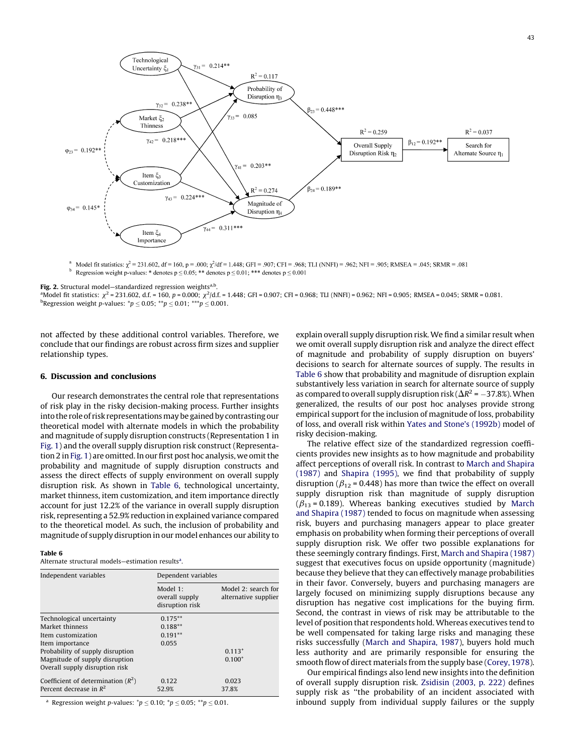**Fig. 2.** Structural model—standardized regression weights[a,b].

[a]Model fit statistics: $\chi^2$ = 231.602, d.f. = 160, $p$ = 0.000; $\chi^2$/d.f. = 1.448; GFI = 0.907; CFI = 0.968; TLI (NNFI) = 0.962; NFI = 0.905; RMSEA = 0.045; SRMR = 0.081.

[b]Regression weight $p$-values: $^{*}p \leq 0.05$; $^{**}p \leq 0.01$; $^{***}p \leq 0.001$.

not affected by these additional control variables. Therefore, we conclude that our findings are robust across firm sizes and supplier relationship types.

## 6. Discussion and conclusions

Our research demonstrates the central role that representations of risk play in the risky decision-making process. Further insights into the role of risk representations may be gained by contrasting our theoretical model with alternate models in which the probability and magnitude of supply disruption constructs (Representation 1 in Fig. 1) and the overall supply disruption risk construct (Representation 2 in Fig. 1) are omitted. In our first post hoc analysis, we omit the probability and magnitude of supply disruption constructs and assess the direct effects of supply environment on overall supply disruption risk. As shown in Table 6, technological uncertainty, market thinness, item customization, and item importance directly account for just 12.2% of the variance in overall supply disruption risk, representing a 52.9% reduction in explained variance compared to the theoretical model. As such, the inclusion of probability and magnitude of supply disruption in our model enhances our ability to explain overall supply disruption risk. We find a similar result when we omit overall supply disruption risk and analyze the direct effect of magnitude and probability of supply disruption on buyers' decisions to search for alternate sources of supply. The results in Table 6 show that probability and magnitude of disruption explain substantively less variation in search for alternate source of supply as compared to overall supply disruption risk ($\Delta R^2 = -37.8\%$). When generalized, the results of our post hoc analyses provide strong empirical support for the inclusion of magnitude of loss, probability of loss, and overall risk within Yates and Stone's (1992b) model of risky decision-making.

**Table 6**
Alternate structural models—estimation results[a].

| Independent variables | Dependent variables | |
|---|---|---|
| | Model 1: overall supply disruption risk | Model 2: search for alternative supplier |
| Technological uncertainty | 0.175** | |
| Market thinness | 0.188** | |
| Item customization | 0.191** | |
| Item importance | 0.055 | |
| Probability of supply disruption | | 0.113+ |
| Magnitude of supply disruption | | 0.100+ |
| Overall supply disruption risk | | |
| Coefficient of determination ($R^2$) | 0.122 | 0.023 |
| Percent decrease in $R^2$ | 52.9% | 37.8% |

[a] Regression weight $p$-values: $^{+}p \leq 0.10$; $^{*}p \leq 0.05$; $^{**}p \leq 0.01$.

The relative effect size of the standardized regression coefficients provides new insights as to how magnitude and probability affect perceptions of overall risk. In contrast to March and Shapira (1987) and Shapira (1995), we find that probability of supply disruption ($\beta_{12}$ = 0.448) has more than twice the effect on overall supply disruption risk than magnitude of supply disruption ($\beta_{13}$ = 0.189). Whereas banking executives studied by March and Shapira (1987) tended to focus on magnitude when assessing risk, buyers and purchasing managers appear to place greater emphasis on probability when forming their perceptions of overall supply disruption risk. We offer two possible explanations for these seemingly contrary findings. First, March and Shapira (1987) suggest that executives focus on upside opportunity (magnitude) because they believe that they can effectively manage probabilities in their favor. Conversely, buyers and purchasing managers are largely focused on minimizing supply disruptions because any disruption has negative cost implications for the buying firm. Second, the contrast in views of risk may be attributable to the level of position that respondents hold. Whereas executives tend to be well compensated for taking large risks and managing these risks successfully (March and Shapira, 1987), buyers hold much less authority and are primarily responsible for ensuring the smooth flow of direct materials from the supply base (Corey, 1978).

Our empirical findings also lend new insights into the definition of overall supply disruption risk. Zsidisin (2003, p. 222) defines supply risk as "the probability of an incident associated with inbound supply from individual supply failures or the supply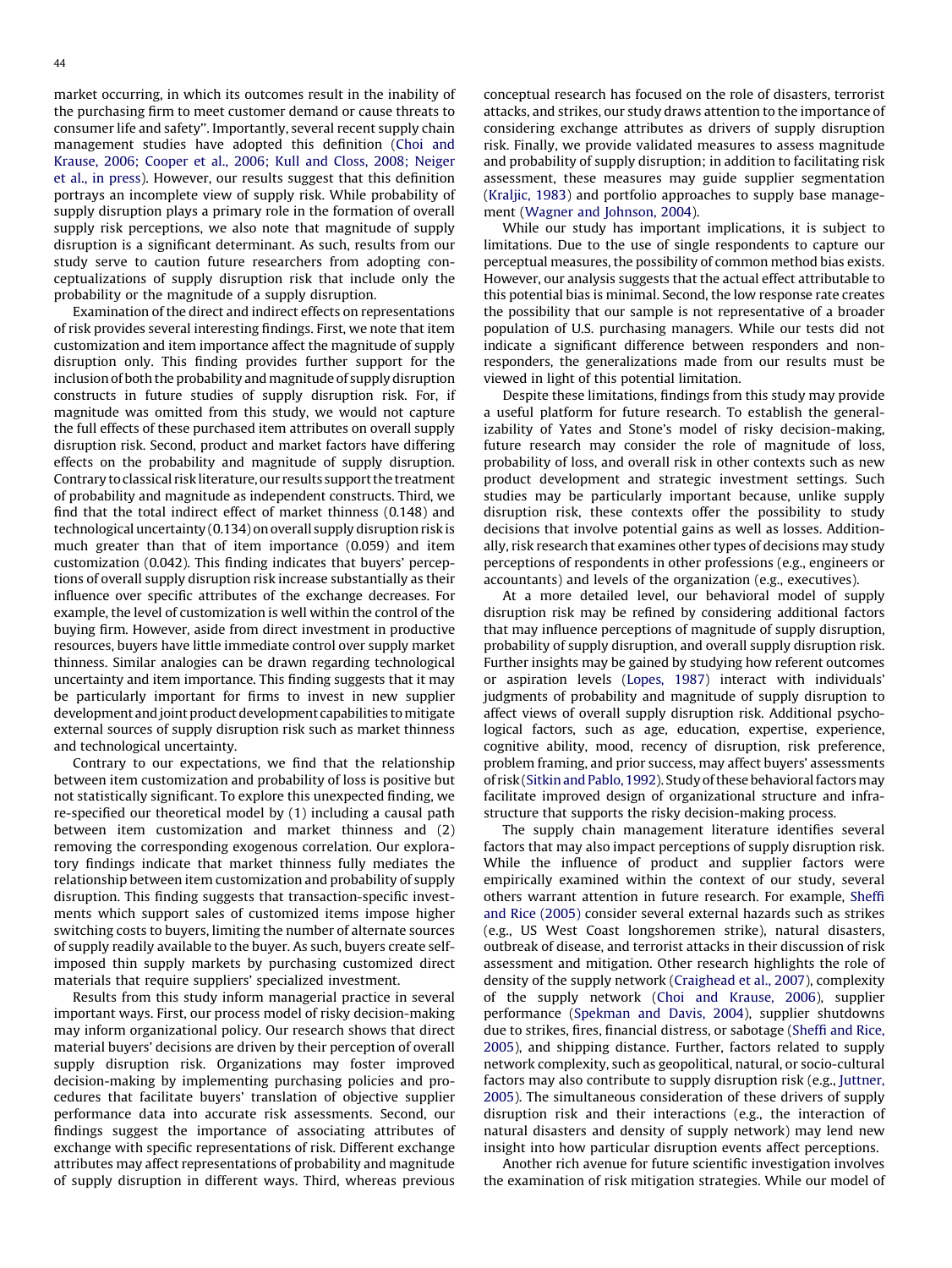market occurring, in which its outcomes result in the inability of the purchasing firm to meet customer demand or cause threats to consumer life and safety". Importantly, several recent supply chain management studies have adopted this definition (Choi and Krause, 2006; Cooper et al., 2006; Kull and Closs, 2008; Neiger et al., in press). However, our results suggest that this definition portrays an incomplete view of supply risk. While probability of supply disruption plays a primary role in the formation of overall supply risk perceptions, we also note that magnitude of supply disruption is a significant determinant. As such, results from our study serve to caution future researchers from adopting conceptualizations of supply disruption risk that include only the probability or the magnitude of a supply disruption.

Examination of the direct and indirect effects on representations of risk provides several interesting findings. First, we note that item customization and item importance affect the magnitude of supply disruption only. This finding provides further support for the inclusion of both the probability and magnitude of supply disruption constructs in future studies of supply disruption risk. For, if magnitude was omitted from this study, we would not capture the full effects of these purchased item attributes on overall supply disruption risk. Second, product and market factors have differing effects on the probability and magnitude of supply disruption. Contrary to classical risk literature, our results support the treatment of probability and magnitude as independent constructs. Third, we find that the total indirect effect of market thinness (0.148) and technological uncertainty (0.134) on overall supply disruption risk is much greater than that of item importance (0.059) and item customization (0.042). This finding indicates that buyers' perceptions of overall supply disruption risk increase substantially as their influence over specific attributes of the exchange decreases. For example, the level of customization is well within the control of the buying firm. However, aside from direct investment in productive resources, buyers have little immediate control over supply market thinness. Similar analogies can be drawn regarding technological uncertainty and item importance. This finding suggests that it may be particularly important for firms to invest in new supplier development and joint product development capabilities to mitigate external sources of supply disruption risk such as market thinness and technological uncertainty.

Contrary to our expectations, we find that the relationship between item customization and probability of loss is positive but not statistically significant. To explore this unexpected finding, we re-specified our theoretical model by (1) including a causal path between item customization and market thinness and (2) removing the corresponding exogenous correlation. Our exploratory findings indicate that market thinness fully mediates the relationship between item customization and probability of supply disruption. This finding suggests that transaction-specific investments which support sales of customized items impose higher switching costs to buyers, limiting the number of alternate sources of supply readily available to the buyer. As such, buyers create self-imposed thin supply markets by purchasing customized direct materials that require suppliers' specialized investment.

Results from this study inform managerial practice in several important ways. First, our process model of risky decision-making may inform organizational policy. Our research shows that direct material buyers' decisions are driven by their perception of overall supply disruption risk. Organizations may foster improved decision-making by implementing purchasing policies and procedures that facilitate buyers' translation of objective supplier performance data into accurate risk assessments. Second, our findings suggest the importance of associating attributes of exchange with specific representations of risk. Different exchange attributes may affect representations of probability and magnitude of supply disruption in different ways. Third, whereas previous conceptual research has focused on the role of disasters, terrorist attacks, and strikes, our study draws attention to the importance of considering exchange attributes as drivers of supply disruption risk. Finally, we provide validated measures to assess magnitude and probability of supply disruption; in addition to facilitating risk assessment, these measures may guide supplier segmentation (Kraljic, 1983) and portfolio approaches to supply base management (Wagner and Johnson, 2004).

While our study has important implications, it is subject to limitations. Due to the use of single respondents to capture our perceptual measures, the possibility of common method bias exists. However, our analysis suggests that the actual effect attributable to this potential bias is minimal. Second, the low response rate creates the possibility that our sample is not representative of a broader population of U.S. purchasing managers. While our tests did not indicate a significant difference between responders and non-responders, the generalizations made from our results must be viewed in light of this potential limitation.

Despite these limitations, findings from this study may provide a useful platform for future research. To establish the generalizability of Yates and Stone's model of risky decision-making, future research may consider the role of magnitude of loss, probability of loss, and overall risk in other contexts such as new product development and strategic investment settings. Such studies may be particularly important because, unlike supply disruption risk, these contexts offer the possibility to study decisions that involve potential gains as well as losses. Additionally, risk research that examines other types of decisions may study perceptions of respondents in other professions (e.g., engineers or accountants) and levels of the organization (e.g., executives).

At a more detailed level, our behavioral model of supply disruption risk may be refined by considering additional factors that may influence perceptions of magnitude of supply disruption, probability of supply disruption, and overall supply disruption risk. Further insights may be gained by studying how referent outcomes or aspiration levels (Lopes, 1987) interact with individuals' judgments of probability and magnitude of supply disruption to affect views of overall supply disruption risk. Additional psychological factors, such as age, education, expertise, experience, cognitive ability, mood, recency of disruption, risk preference, problem framing, and prior success, may affect buyers' assessments of risk (Sitkin and Pablo, 1992). Study of these behavioral factors may facilitate improved design of organizational structure and infrastructure that supports the risky decision-making process.

The supply chain management literature identifies several factors that may also impact perceptions of supply disruption risk. While the influence of product and supplier factors were empirically examined within the context of our study, several others warrant attention in future research. For example, Sheffi and Rice (2005) consider several external hazards such as strikes (e.g., US West Coast longshoremen strike), natural disasters, outbreak of disease, and terrorist attacks in their discussion of risk assessment and mitigation. Other research highlights the role of density of the supply network (Craighead et al., 2007), complexity of the supply network (Choi and Krause, 2006), supplier performance (Spekman and Davis, 2004), supplier shutdowns due to strikes, fires, financial distress, or sabotage (Sheffi and Rice, 2005), and shipping distance. Further, factors related to supply network complexity, such as geopolitical, natural, or socio-cultural factors may also contribute to supply disruption risk (e.g., Juttner, 2005). The simultaneous consideration of these drivers of supply disruption risk and their interactions (e.g., the interaction of natural disasters and density of supply network) may lend new insight into how particular disruption events affect perceptions.

Another rich avenue for future scientific investigation involves the examination of risk mitigation strategies. While our model of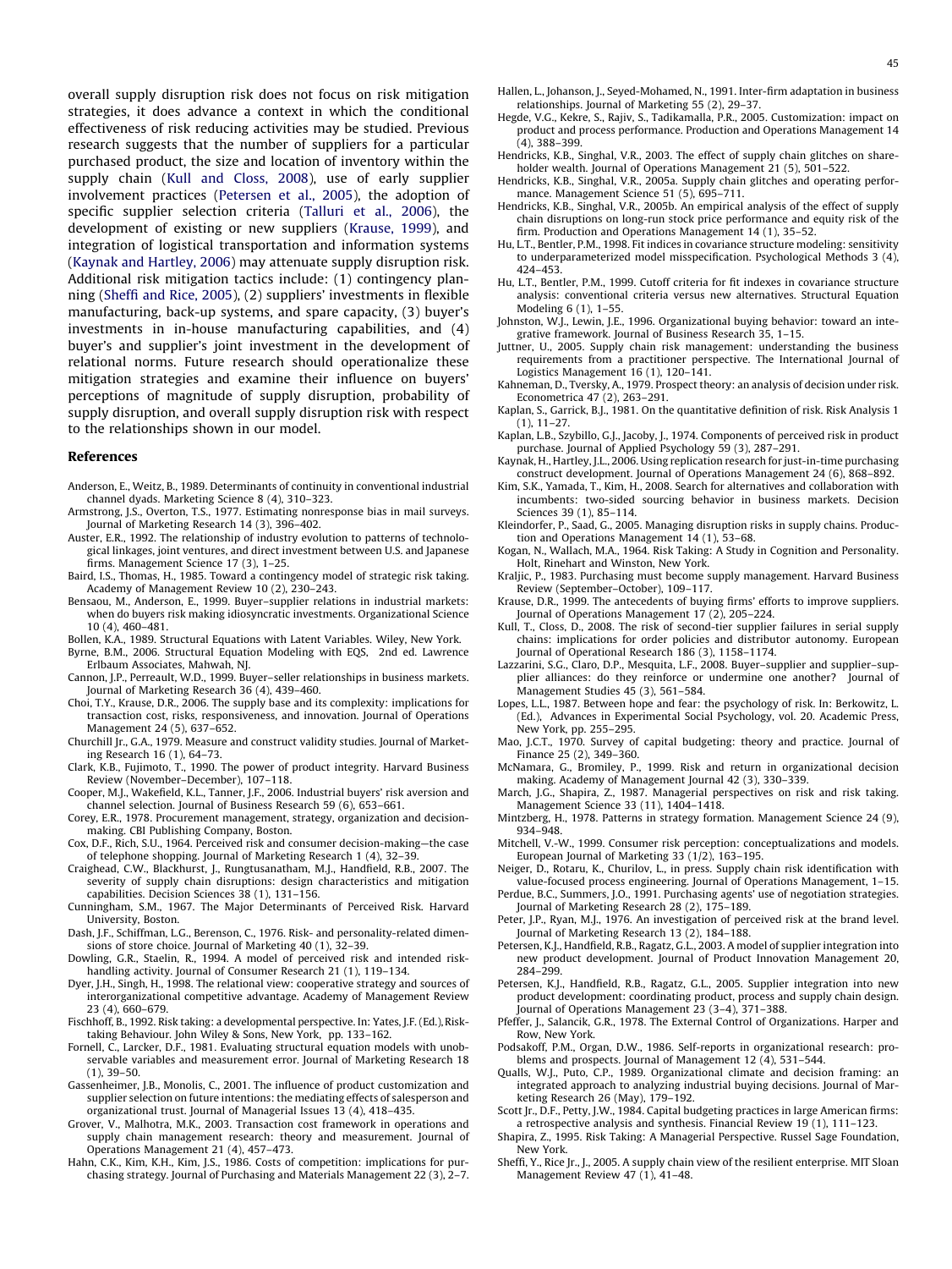overall supply disruption risk does not focus on risk mitigation strategies, it does advance a context in which the conditional effectiveness of risk reducing activities may be studied. Previous research suggests that the number of suppliers for a particular purchased product, the size and location of inventory within the supply chain (Kull and Closs, 2008), use of early supplier involvement practices (Petersen et al., 2005), the adoption of specific supplier selection criteria (Talluri et al., 2006), the development of existing or new suppliers (Krause, 1999), and integration of logistical transportation and information systems (Kaynak and Hartley, 2006) may attenuate supply disruption risk. Additional risk mitigation tactics include: (1) contingency planning (Sheffi and Rice, 2005), (2) suppliers' investments in flexible manufacturing, back-up systems, and spare capacity, (3) buyer's investments in in-house manufacturing capabilities, and (4) buyer's and supplier's joint investment in the development of relational norms. Future research should operationalize these mitigation strategies and examine their influence on buyers' perceptions of magnitude of supply disruption, probability of supply disruption, and overall supply disruption risk with respect to the relationships shown in our model.

## References

Anderson, E., Weitz, B., 1989. Determinants of continuity in conventional industrial channel dyads. Marketing Science 8 (4), 310–323.

Armstrong, J.S., Overton, T.S., 1977. Estimating nonresponse bias in mail surveys. Journal of Marketing Research 14 (3), 396–402.

Auster, E.R., 1992. The relationship of industry evolution to patterns of technological linkages, joint ventures, and direct investment between U.S. and Japanese firms. Management Science 17 (3), 1–25.

Baird, I.S., Thomas, H., 1985. Toward a contingency model of strategic risk taking. Academy of Management Review 10 (2), 230–243.

Bensaou, M., Anderson, E., 1999. Buyer–supplier relations in industrial markets: when do buyers risk making idiosyncratic investments. Organizational Science 10 (4), 460–481.

Bollen, K.A., 1989. Structural Equations with Latent Variables. Wiley, New York.

Byrne, B.M., 2006. Structural Equation Modeling with EQS, 2nd ed. Lawrence Erlbaum Associates, Mahwah, NJ.

Cannon, J.P., Perreault, W.D., 1999. Buyer–seller relationships in business markets. Journal of Marketing Research 36 (4), 439–460.

Choi, T.Y., Krause, D.R., 2006. The supply base and its complexity: implications for transaction cost, risks, responsiveness, and innovation. Journal of Operations Management 24 (5), 637–652.

Churchill Jr., G.A., 1979. Measure and construct validity studies. Journal of Marketing Research 16 (1), 64–73.

Clark, K.B., Fujimoto, T., 1990. The power of product integrity. Harvard Business Review (November–December), 107–118.

Cooper, M.J., Wakefield, K.L., Tanner, J.F., 2006. Industrial buyers' risk aversion and channel selection. Journal of Business Research 59 (6), 653–661.

Corey, E.R., 1978. Procurement management, strategy, organization and decision-making. CBI Publishing Company, Boston.

Cox, D.F., Rich, S.U., 1964. Perceived risk and consumer decision-making—the case of telephone shopping. Journal of Marketing Research 1 (4), 32–39.

Craighead, C.W., Blackhurst, J., Rungtusanatham, M.J., Handfield, R.B., 2007. The severity of supply chain disruptions: design characteristics and mitigation capabilities. Decision Sciences 38 (1), 131–156.

Cunningham, S.M., 1967. The Major Determinants of Perceived Risk. Harvard University, Boston.

Dash, J.F., Schiffman, L.G., Berenson, C., 1976. Risk- and personality-related dimensions of store choice. Journal of Marketing 40 (1), 32–39.

Dowling, G.R., Staelin, R., 1994. A model of perceived risk and intended risk-handling activity. Journal of Consumer Research 21 (1), 119–134.

Dyer, J.H., Singh, H., 1998. The relational view: cooperative strategy and sources of interorganizational competitive advantage. Academy of Management Review 23 (4), 660–679.

Fischhoff, B., 1992. Risk taking: a developmental perspective. In: Yates, J.F. (Ed.), Risk-taking Behaviour. John Wiley & Sons, New York, pp. 133–162.

Fornell, C., Larcker, D.F., 1981. Evaluating structural equation models with unobservable variables and measurement error. Journal of Marketing Research 18 (1), 39–50.

Gassenheimer, J.B., Monolis, C., 2001. The influence of product customization and supplier selection on future intentions: the mediating effects of salesperson and organizational trust. Journal of Managerial Issues 13 (4), 418–435.

Grover, V., Malhotra, M.K., 2003. Transaction cost framework in operations and supply chain management research: theory and measurement. Journal of Operations Management 21 (4), 457–473.

Hahn, C.K., Kim, K.H., Kim, J.S., 1986. Costs of competition: implications for purchasing strategy. Journal of Purchasing and Materials Management 22 (3), 2–7.

Hallen, L., Johanson, J., Seyed-Mohamed, N., 1991. Inter-firm adaptation in business relationships. Journal of Marketing 55 (2), 29–37.

Hegde, V.G., Kekre, S., Rajiv, S., Tadikamalla, P.R., 2005. Customization: impact on product and process performance. Production and Operations Management 14 (4), 388–399.

Hendricks, K.B., Singhal, V.R., 2003. The effect of supply chain glitches on shareholder wealth. Journal of Operations Management 21 (5), 501–522.

Hendricks, K.B., Singhal, V.R., 2005a. Supply chain glitches and operating performance. Management Science 51 (5), 695–711.

Hendricks, K.B., Singhal, V.R., 2005b. An empirical analysis of the effect of supply chain disruptions on long-run stock price performance and equity risk of the firm. Production and Operations Management 14 (1), 35–52.

Hu, L.T., Bentler, P.M., 1998. Fit indices in covariance structure modeling: sensitivity to underparameterized model misspecification. Psychological Methods 3 (4), 424–453.

Hu, L.T., Bentler, P.M., 1999. Cutoff criteria for fit indexes in covariance structure analysis: conventional criteria versus new alternatives. Structural Equation Modeling 6 (1), 1–55.

Johnston, W.J., Lewin, J.E., 1996. Organizational buying behavior: toward an integrative framework. Journal of Business Research 35, 1–15.

Juttner, U., 2005. Supply chain risk management: understanding the business requirements from a practitioner perspective. The International Journal of Logistics Management 16 (1), 120–141.

Kahneman, D., Tversky, A., 1979. Prospect theory: an analysis of decision under risk. Econometrica 47 (2), 263–291.

Kaplan, S., Garrick, B.J., 1981. On the quantitative definition of risk. Risk Analysis 1 (1), 11–27.

Kaplan, L.B., Szybillo, G.J., Jacoby, J., 1974. Components of perceived risk in product purchase. Journal of Applied Psychology 59 (3), 287–291.

Kaynak, H., Hartley, J.L., 2006. Using replication research for just-in-time purchasing construct development. Journal of Operations Management 24 (6), 868–892.

Kim, S.K., Yamada, T., Kim, H., 2008. Search for alternatives and collaboration with incumbents: two-sided sourcing behavior in business markets. Decision Sciences 39 (1), 85–114.

Kleindorfer, P., Saad, G., 2005. Managing disruption risks in supply chains. Production and Operations Management 14 (1), 53–68.

Kogan, N., Wallach, M.A., 1964. Risk Taking: A Study in Cognition and Personality. Holt, Rinehart and Winston, New York.

Kraljic, P., 1983. Purchasing must become supply management. Harvard Business Review (September–October), 109–117.

Krause, D.R., 1999. The antecedents of buying firms' efforts to improve suppliers. Journal of Operations Management 17 (2), 205–224.

Kull, T., Closs, D., 2008. The risk of second-tier supplier failures in serial supply chains: implications for order policies and distributor autonomy. European Journal of Operational Research 186 (3), 1158–1174.

Lazzarini, S.G., Claro, D.P., Mesquita, L.F., 2008. Buyer–supplier and supplier–supplier alliances: do they reinforce or undermine one another? Journal of Management Studies 45 (3), 561–584.

Lopes, L.L., 1987. Between hope and fear: the psychology of risk. In: Berkowitz, L. (Ed.), Advances in Experimental Social Psychology, vol. 20. Academic Press, New York, pp. 255–295.

Mao, J.C.T., 1970. Survey of capital budgeting: theory and practice. Journal of Finance 25 (2), 349–360.

McNamara, G., Bromiley, P., 1999. Risk and return in organizational decision making. Academy of Management Journal 42 (3), 330–339.

March, J.G., Shapira, Z., 1987. Managerial perspectives on risk and risk taking. Management Science 33 (11), 1404–1418.

Mintzberg, H., 1978. Patterns in strategy formation. Management Science 24 (9), 934–948.

Mitchell, V.-W., 1999. Consumer risk perception: conceptualizations and models. European Journal of Marketing 33 (1/2), 163–195.

Neiger, D., Rotaru, K., Churilov, L., in press. Supply chain risk identification with value-focused process engineering. Journal of Operations Management, 1–15.

Perdue, B.C., Summers, J.O., 1991. Purchasing agents' use of negotiation strategies. Journal of Marketing Research 28 (2), 175–189.

Peter, J.P., Ryan, M.J., 1976. An investigation of perceived risk at the brand level. Journal of Marketing Research 13 (2), 184–188.

Petersen, K.J., Handfield, R.B., Ragatz, G.L., 2003. A model of supplier integration into new product development. Journal of Product Innovation Management 20, 284–299.

Petersen, K.J., Handfield, R.B., Ragatz, G.L., 2005. Supplier integration into new product development: coordinating product, process and supply chain design. Journal of Operations Management 23 (3–4), 371–388.

Pfeffer, J., Salancik, G.R., 1978. The External Control of Organizations. Harper and Row, New York.

Podsakoff, P.M., Organ, D.W., 1986. Self-reports in organizational research: problems and prospects. Journal of Management 12 (4), 531–544.

Qualls, W.J., Puto, C.P., 1989. Organizational climate and decision framing: an integrated approach to analyzing industrial buying decisions. Journal of Marketing Research 26 (May), 179–192.

Scott Jr., D.F., Petty, J.W., 1984. Capital budgeting practices in large American firms: a retrospective analysis and synthesis. Financial Review 19 (1), 111–123.

Shapira, Z., 1995. Risk Taking: A Managerial Perspective. Russel Sage Foundation, New York.

Sheffi, Y., Rice Jr., J., 2005. A supply chain view of the resilient enterprise. MIT Sloan Management Review 47 (1), 41–48.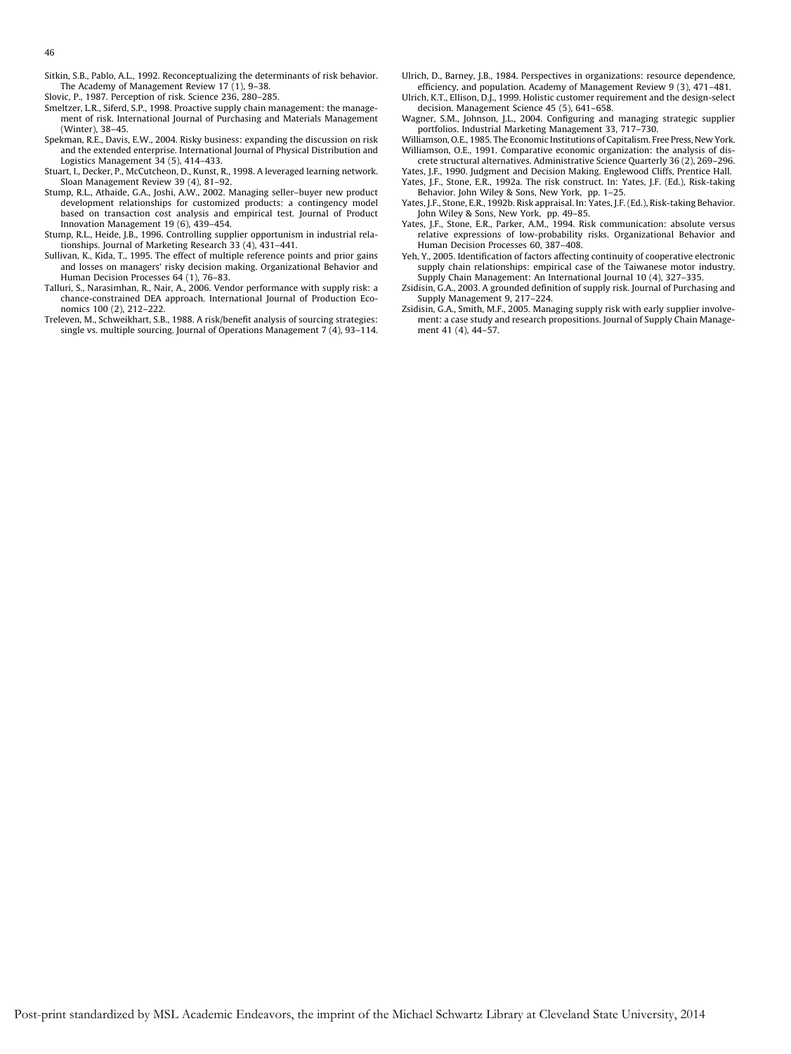Sitkin, S.B., Pablo, A.L., 1992. Reconceptualizing the determinants of risk behavior. The Academy of Management Review 17 (1), 9–38.

Slovic, P., 1987. Perception of risk. Science 236, 280–285.

Smeltzer, L.R., Siferd, S.P., 1998. Proactive supply chain management: the management of risk. International Journal of Purchasing and Materials Management (Winter), 38–45.

Spekman, R.E., Davis, E.W., 2004. Risky business: expanding the discussion on risk and the extended enterprise. International Journal of Physical Distribution and Logistics Management 34 (5), 414–433.

Stuart, I., Decker, P., McCutcheon, D., Kunst, R., 1998. A leveraged learning network. Sloan Management Review 39 (4), 81–92.

Stump, R.L., Athaide, G.A., Joshi, A.W., 2002. Managing seller–buyer new product development relationships for customized products: a contingency model based on transaction cost analysis and empirical test. Journal of Product Innovation Management 19 (6), 439–454.

Stump, R.L., Heide, J.B., 1996. Controlling supplier opportunism in industrial relationships. Journal of Marketing Research 33 (4), 431–441.

Sullivan, K., Kida, T., 1995. The effect of multiple reference points and prior gains and losses on managers' risky decision making. Organizational Behavior and Human Decision Processes 64 (1), 76–83.

Talluri, S., Narasimhan, R., Nair, A., 2006. Vendor performance with supply risk: a chance-constrained DEA approach. International Journal of Production Economics 100 (2), 212–222.

Treleven, M., Schweikhart, S.B., 1988. A risk/benefit analysis of sourcing strategies: single vs. multiple sourcing. Journal of Operations Management 7 (4), 93–114.

Ulrich, D., Barney, J.B., 1984. Perspectives in organizations: resource dependence, efficiency, and population. Academy of Management Review 9 (3), 471–481.

Ulrich, K.T., Ellison, D.J., 1999. Holistic customer requirement and the design-select decision. Management Science 45 (5), 641–658.

Wagner, S.M., Johnson, J.L., 2004. Configuring and managing strategic supplier portfolios. Industrial Marketing Management 33, 717–730.

Williamson, O.E., 1985. The Economic Institutions of Capitalism. Free Press, New York.

Williamson, O.E., 1991. Comparative economic organization: the analysis of discrete structural alternatives. Administrative Science Quarterly 36 (2), 269–296.

Yates, J.F., 1990. Judgment and Decision Making. Englewood Cliffs, Prentice Hall.

Yates, J.F., Stone, E.R., 1992a. The risk construct. In: Yates, J.F. (Ed.), Risk-taking Behavior. John Wiley & Sons, New York, pp. 1–25.

Yates, J.F., Stone, E.R., 1992b. Risk appraisal. In: Yates, J.F. (Ed.), Risk-taking Behavior. John Wiley & Sons, New York, pp. 49–85.

Yates, J.F., Stone, E.R., Parker, A.M., 1994. Risk communication: absolute versus relative expressions of low-probability risks. Organizational Behavior and Human Decision Processes 60, 387–408.

Yeh, Y., 2005. Identification of factors affecting continuity of cooperative electronic supply chain relationships: empirical case of the Taiwanese motor industry. Supply Chain Management: An International Journal 10 (4), 327–335.

Zsidisin, G.A., 2003. A grounded definition of supply risk. Journal of Purchasing and Supply Management 9, 217–224.

Zsidisin, G.A., Smith, M.F., 2005. Managing supply risk with early supplier involvement: a case study and research propositions. Journal of Supply Chain Management 41 (4), 44–57.

Post-print standardized by MSL Academic Endeavors, the imprint of the Michael Schwartz Library at Cleveland State University, 2014